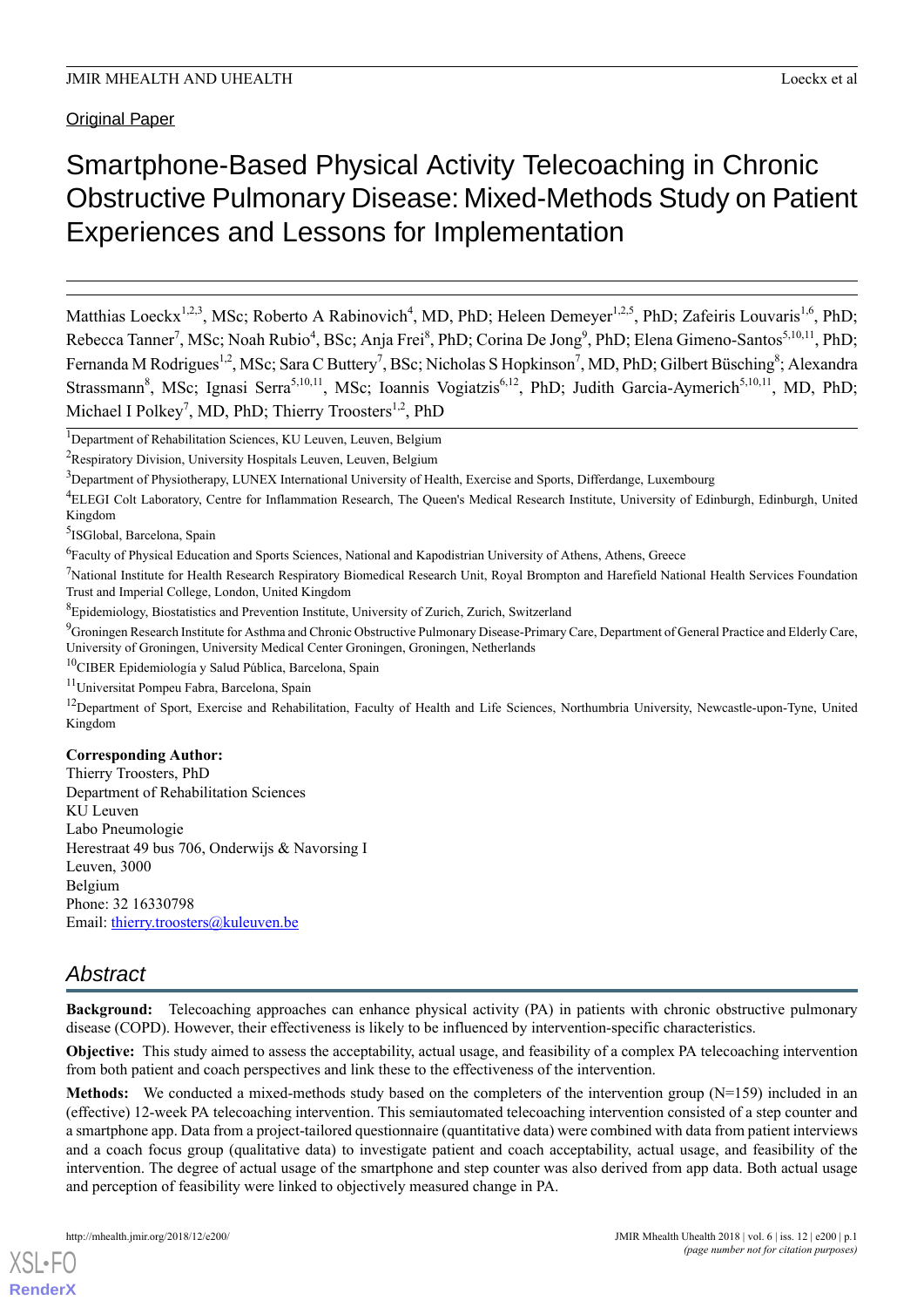Original Paper

# Smartphone-Based Physical Activity Telecoaching in Chronic Obstructive Pulmonary Disease: Mixed-Methods Study on Patient Experiences and Lessons for Implementation

Matthias Loeckx[1,2,3], MSc; Roberto A Rabinovich[4], MD, PhD; Heleen Demeyer[1,2,5], PhD; Zafeiris Louvaris[1,6], PhD; Rebecca Tanner[7], MSc; Noah Rubio[4], BSc; Anja Frei[8], PhD; Corina De Jong[9], PhD; Elena Gimeno-Santos[5,10,11], PhD; Fernanda M Rodrigues[1,2], MSc; Sara C Buttery[7], BSc; Nicholas S Hopkinson[7], MD, PhD; Gilbert Büsching[8]; Alexandra Strassmann[8], MSc; Ignasi Serra[5,10,11], MSc; Ioannis Vogiatzis[6,12], PhD; Judith Garcia-Aymerich[5,10,11], MD, PhD; Michael I Polkey[7], MD, PhD; Thierry Troosters[1,2], PhD

[1]Department of Rehabilitation Sciences, KU Leuven, Leuven, Belgium

[2]Respiratory Division, University Hospitals Leuven, Leuven, Belgium

[3]Department of Physiotherapy, LUNEX International University of Health, Exercise and Sports, Differdange, Luxembourg

[4]ELEGI Colt Laboratory, Centre for Inflammation Research, The Queen's Medical Research Institute, University of Edinburgh, Edinburgh, United Kingdom

[5]ISGlobal, Barcelona, Spain

[6]Faculty of Physical Education and Sports Sciences, National and Kapodistrian University of Athens, Athens, Greece

[7]National Institute for Health Research Respiratory Biomedical Research Unit, Royal Brompton and Harefield National Health Services Foundation Trust and Imperial College, London, United Kingdom

[8]Epidemiology, Biostatistics and Prevention Institute, University of Zurich, Zurich, Switzerland

[9]Groningen Research Institute for Asthma and Chronic Obstructive Pulmonary Disease-Primary Care, Department of General Practice and Elderly Care, University of Groningen, University Medical Center Groningen, Groningen, Netherlands

[10]CIBER Epidemiología y Salud Pública, Barcelona, Spain

[11]Universitat Pompeu Fabra, Barcelona, Spain

[12]Department of Sport, Exercise and Rehabilitation, Faculty of Health and Life Sciences, Northumbria University, Newcastle-upon-Tyne, United Kingdom

**Corresponding Author:**
Thierry Troosters, PhD
Department of Rehabilitation Sciences
KU Leuven
Labo Pneumologie
Herestraat 49 bus 706, Onderwijs & Navorsing I
Leuven, 3000
Belgium
Phone: 32 16330798
Email: thierry.troosters@kuleuven.be

## Abstract

**Background:** Telecoaching approaches can enhance physical activity (PA) in patients with chronic obstructive pulmonary disease (COPD). However, their effectiveness is likely to be influenced by intervention-specific characteristics.

**Objective:** This study aimed to assess the acceptability, actual usage, and feasibility of a complex PA telecoaching intervention from both patient and coach perspectives and link these to the effectiveness of the intervention.

**Methods:** We conducted a mixed-methods study based on the completers of the intervention group (N=159) included in an (effective) 12-week PA telecoaching intervention. This semiautomated telecoaching intervention consisted of a step counter and a smartphone app. Data from a project-tailored questionnaire (quantitative data) were combined with data from patient interviews and a coach focus group (qualitative data) to investigate patient and coach acceptability, actual usage, and feasibility of the intervention. The degree of actual usage of the smartphone and step counter was also derived from app data. Both actual usage and perception of feasibility were linked to objectively measured change in PA.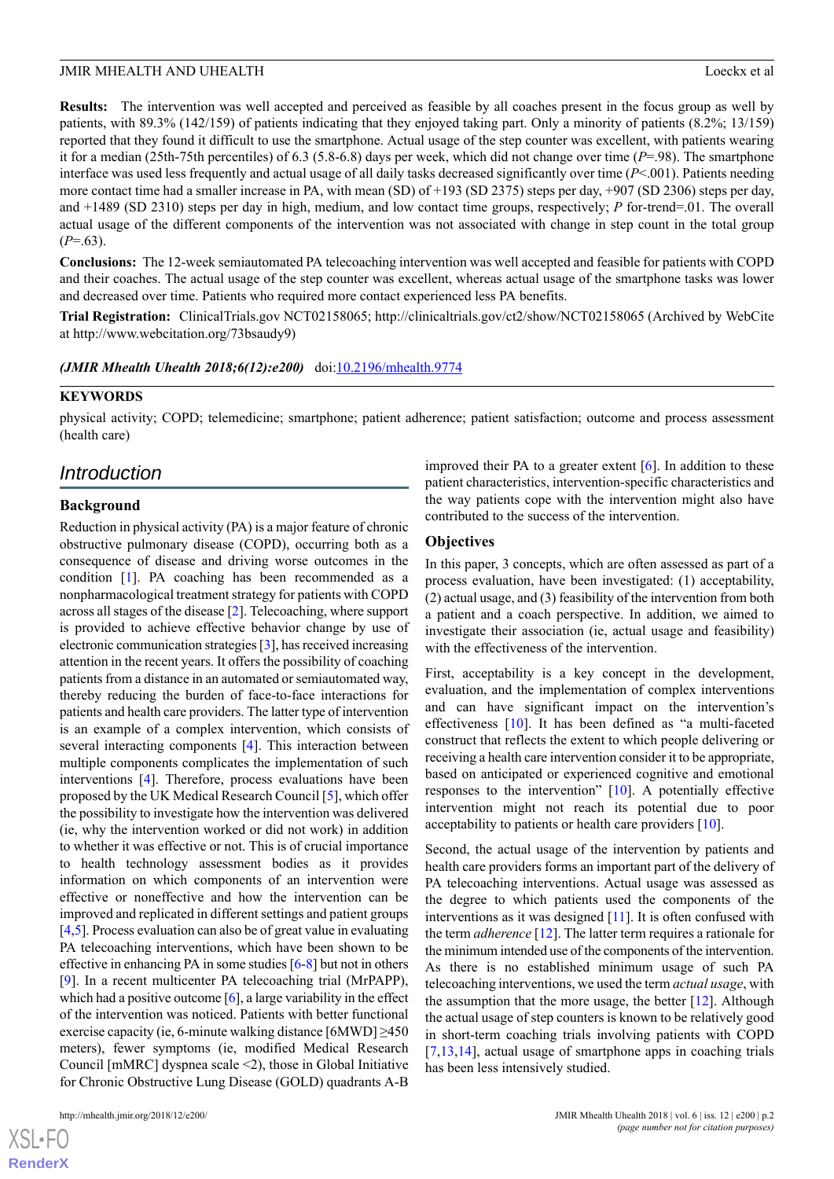**Results:** The intervention was well accepted and perceived as feasible by all coaches present in the focus group as well by patients, with 89.3% (142/159) of patients indicating that they enjoyed taking part. Only a minority of patients (8.2%; 13/159) reported that they found it difficult to use the smartphone. Actual usage of the step counter was excellent, with patients wearing it for a median (25th-75th percentiles) of 6.3 (5.8-6.8) days per week, which did not change over time ($P$=.98). The smartphone interface was used less frequently and actual usage of all daily tasks decreased significantly over time ($P$<.001). Patients needing more contact time had a smaller increase in PA, with mean (SD) of +193 (SD 2375) steps per day, +907 (SD 2306) steps per day, and +1489 (SD 2310) steps per day in high, medium, and low contact time groups, respectively; $P$ for-trend=.01. The overall actual usage of the different components of the intervention was not associated with change in step count in the total group ($P$=.63).

**Conclusions:** The 12-week semiautomated PA telecoaching intervention was well accepted and feasible for patients with COPD and their coaches. The actual usage of the step counter was excellent, whereas actual usage of the smartphone tasks was lower and decreased over time. Patients who required more contact experienced less PA benefits.

**Trial Registration:** ClinicalTrials.gov NCT02158065; http://clinicaltrials.gov/ct2/show/NCT02158065 (Archived by WebCite at http://www.webcitation.org/73bsaudy9)

***(JMIR Mhealth Uhealth 2018;6(12):e200)*** doi:10.2196/mhealth.9774

**KEYWORDS**

physical activity; COPD; telemedicine; smartphone; patient adherence; patient satisfaction; outcome and process assessment (health care)

## *Introduction*

### Background

Reduction in physical activity (PA) is a major feature of chronic obstructive pulmonary disease (COPD), occurring both as a consequence of disease and driving worse outcomes in the condition [1]. PA coaching has been recommended as a nonpharmacological treatment strategy for patients with COPD across all stages of the disease [2]. Telecoaching, where support is provided to achieve effective behavior change by use of electronic communication strategies [3], has received increasing attention in the recent years. It offers the possibility of coaching patients from a distance in an automated or semiautomated way, thereby reducing the burden of face-to-face interactions for patients and health care providers. The latter type of intervention is an example of a complex intervention, which consists of several interacting components [4]. This interaction between multiple components complicates the implementation of such interventions [4]. Therefore, process evaluations have been proposed by the UK Medical Research Council [5], which offer the possibility to investigate how the intervention was delivered (ie, why the intervention worked or did not work) in addition to whether it was effective or not. This is of crucial importance to health technology assessment bodies as it provides information on which components of an intervention were effective or noneffective and how the intervention can be improved and replicated in different settings and patient groups [4,5]. Process evaluation can also be of great value in evaluating PA telecoaching interventions, which have been shown to be effective in enhancing PA in some studies [6-8] but not in others [9]. In a recent multicenter PA telecoaching trial (MrPAPP), which had a positive outcome [6], a large variability in the effect of the intervention was noticed. Patients with better functional exercise capacity (ie, 6-minute walking distance [6MWD] ≥450 meters), fewer symptoms (ie, modified Medical Research Council [mMRC] dyspnea scale <2), those in Global Initiative for Chronic Obstructive Lung Disease (GOLD) quadrants A-B improved their PA to a greater extent [6]. In addition to these patient characteristics, intervention-specific characteristics and the way patients cope with the intervention might also have contributed to the success of the intervention.

### Objectives

In this paper, 3 concepts, which are often assessed as part of a process evaluation, have been investigated: (1) acceptability, (2) actual usage, and (3) feasibility of the intervention from both a patient and a coach perspective. In addition, we aimed to investigate their association (ie, actual usage and feasibility) with the effectiveness of the intervention.

First, acceptability is a key concept in the development, evaluation, and the implementation of complex interventions and can have significant impact on the intervention's effectiveness [10]. It has been defined as "a multi-faceted construct that reflects the extent to which people delivering or receiving a health care intervention consider it to be appropriate, based on anticipated or experienced cognitive and emotional responses to the intervention" [10]. A potentially effective intervention might not reach its potential due to poor acceptability to patients or health care providers [10].

Second, the actual usage of the intervention by patients and health care providers forms an important part of the delivery of PA telecoaching interventions. Actual usage was assessed as the degree to which patients used the components of the interventions as it was designed [11]. It is often confused with the term *adherence* [12]. The latter term requires a rationale for the minimum intended use of the components of the intervention. As there is no established minimum usage of such PA telecoaching interventions, we used the term *actual usage*, with the assumption that the more usage, the better [12]. Although the actual usage of step counters is known to be relatively good in short-term coaching trials involving patients with COPD [7,13,14], actual usage of smartphone apps in coaching trials has been less intensively studied.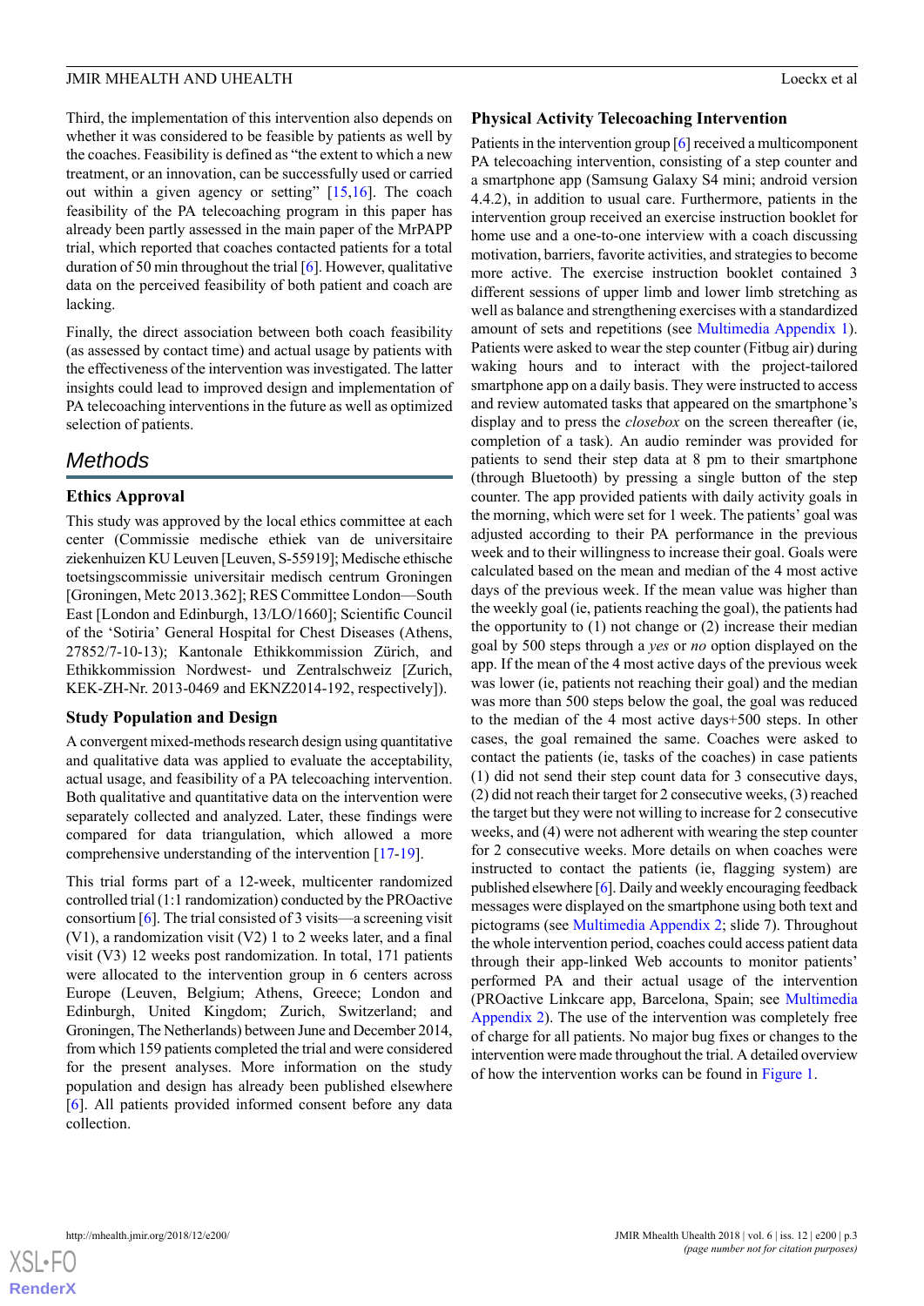Third, the implementation of this intervention also depends on whether it was considered to be feasible by patients as well by the coaches. Feasibility is defined as "the extent to which a new treatment, or an innovation, can be successfully used or carried out within a given agency or setting" [15,16]. The coach feasibility of the PA telecoaching program in this paper has already been partly assessed in the main paper of the MrPAPP trial, which reported that coaches contacted patients for a total duration of 50 min throughout the trial [6]. However, qualitative data on the perceived feasibility of both patient and coach are lacking.

Finally, the direct association between both coach feasibility (as assessed by contact time) and actual usage by patients with the effectiveness of the intervention was investigated. The latter insights could lead to improved design and implementation of PA telecoaching interventions in the future as well as optimized selection of patients.

## Methods

### Ethics Approval

This study was approved by the local ethics committee at each center (Commissie medische ethiek van de universitaire ziekenhuizen KU Leuven [Leuven, S-55919]; Medische ethische toetsingscommissie universitair medisch centrum Groningen [Groningen, Metc 2013.362]; RES Committee London—South East [London and Edinburgh, 13/LO/1660]; Scientific Council of the 'Sotiria' General Hospital for Chest Diseases (Athens, 27852/7-10-13); Kantonale Ethikkommission Zürich, and Ethikkommission Nordwest- und Zentralschweiz [Zurich, KEK-ZH-Nr. 2013-0469 and EKNZ2014-192, respectively]).

### Study Population and Design

A convergent mixed-methods research design using quantitative and qualitative data was applied to evaluate the acceptability, actual usage, and feasibility of a PA telecoaching intervention. Both qualitative and quantitative data on the intervention were separately collected and analyzed. Later, these findings were compared for data triangulation, which allowed a more comprehensive understanding of the intervention [17-19].

This trial forms part of a 12-week, multicenter randomized controlled trial (1:1 randomization) conducted by the PROactive consortium [6]. The trial consisted of 3 visits—a screening visit (V1), a randomization visit (V2) 1 to 2 weeks later, and a final visit (V3) 12 weeks post randomization. In total, 171 patients were allocated to the intervention group in 6 centers across Europe (Leuven, Belgium; Athens, Greece; London and Edinburgh, United Kingdom; Zurich, Switzerland; and Groningen, The Netherlands) between June and December 2014, from which 159 patients completed the trial and were considered for the present analyses. More information on the study population and design has already been published elsewhere [6]. All patients provided informed consent before any data collection.

### Physical Activity Telecoaching Intervention

Patients in the intervention group [6] received a multicomponent PA telecoaching intervention, consisting of a step counter and a smartphone app (Samsung Galaxy S4 mini; android version 4.4.2), in addition to usual care. Furthermore, patients in the intervention group received an exercise instruction booklet for home use and a one-to-one interview with a coach discussing motivation, barriers, favorite activities, and strategies to become more active. The exercise instruction booklet contained 3 different sessions of upper limb and lower limb stretching as well as balance and strengthening exercises with a standardized amount of sets and repetitions (see Multimedia Appendix 1). Patients were asked to wear the step counter (Fitbug air) during waking hours and to interact with the project-tailored smartphone app on a daily basis. They were instructed to access and review automated tasks that appeared on the smartphone's display and to press the *closebox* on the screen thereafter (ie, completion of a task). An audio reminder was provided for patients to send their step data at 8 pm to their smartphone (through Bluetooth) by pressing a single button of the step counter. The app provided patients with daily activity goals in the morning, which were set for 1 week. The patients' goal was adjusted according to their PA performance in the previous week and to their willingness to increase their goal. Goals were calculated based on the mean and median of the 4 most active days of the previous week. If the mean value was higher than the weekly goal (ie, patients reaching the goal), the patients had the opportunity to (1) not change or (2) increase their median goal by 500 steps through a *yes* or *no* option displayed on the app. If the mean of the 4 most active days of the previous week was lower (ie, patients not reaching their goal) and the median was more than 500 steps below the goal, the goal was reduced to the median of the 4 most active days+500 steps. In other cases, the goal remained the same. Coaches were asked to contact the patients (ie, tasks of the coaches) in case patients (1) did not send their step count data for 3 consecutive days, (2) did not reach their target for 2 consecutive weeks, (3) reached the target but they were not willing to increase for 2 consecutive weeks, and (4) were not adherent with wearing the step counter for 2 consecutive weeks. More details on when coaches were instructed to contact the patients (ie, flagging system) are published elsewhere [6]. Daily and weekly encouraging feedback messages were displayed on the smartphone using both text and pictograms (see Multimedia Appendix 2; slide 7). Throughout the whole intervention period, coaches could access patient data through their app-linked Web accounts to monitor patients' performed PA and their actual usage of the intervention (PROactive Linkcare app, Barcelona, Spain; see Multimedia Appendix 2). The use of the intervention was completely free of charge for all patients. No major bug fixes or changes to the intervention were made throughout the trial. A detailed overview of how the intervention works can be found in Figure 1.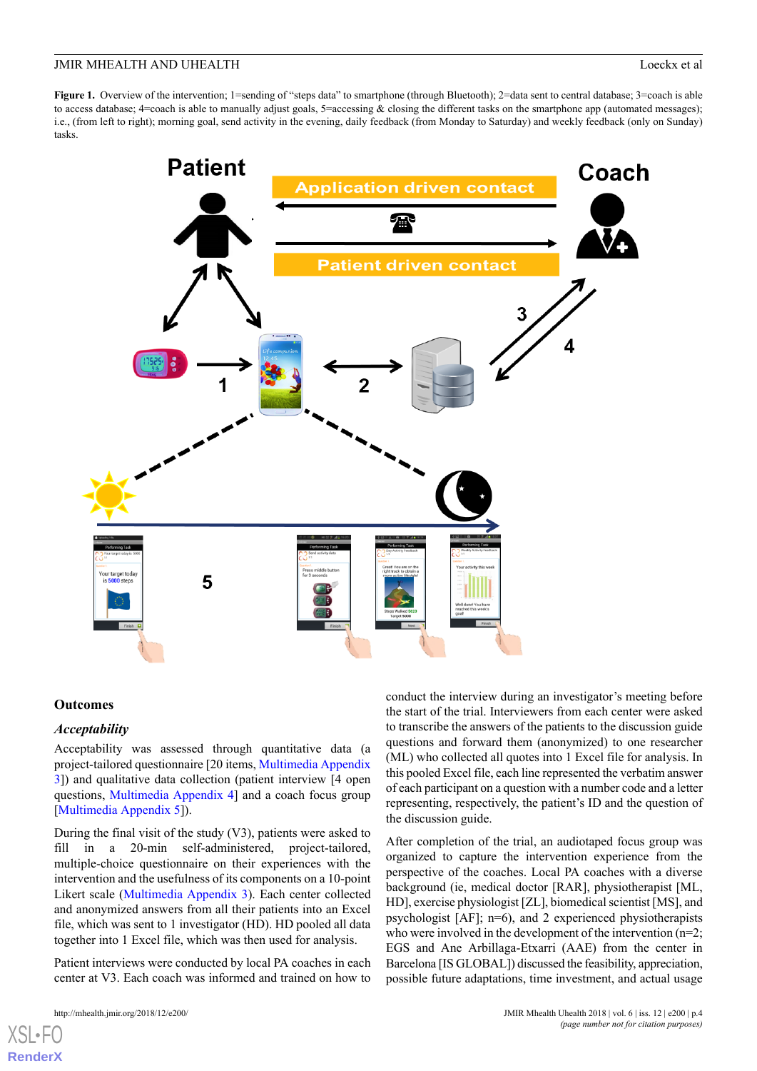**Figure 1.** Overview of the intervention; 1=sending of "steps data" to smartphone (through Bluetooth); 2=data sent to central database; 3=coach is able to access database; 4=coach is able to manually adjust goals, 5=accessing & closing the different tasks on the smartphone app (automated messages); i.e., (from left to right); morning goal, send activity in the evening, daily feedback (from Monday to Saturday) and weekly feedback (only on Sunday) tasks.

### Outcomes

#### *Acceptability*

Acceptability was assessed through quantitative data (a project-tailored questionnaire [20 items, Multimedia Appendix 3]) and qualitative data collection (patient interview [4 open questions, Multimedia Appendix 4] and a coach focus group [Multimedia Appendix 5]).

During the final visit of the study (V3), patients were asked to fill in a 20-min self-administered, project-tailored, multiple-choice questionnaire on their experiences with the intervention and the usefulness of its components on a 10-point Likert scale (Multimedia Appendix 3). Each center collected and anonymized answers from all their patients into an Excel file, which was sent to 1 investigator (HD). HD pooled all data together into 1 Excel file, which was then used for analysis.

Patient interviews were conducted by local PA coaches in each center at V3. Each coach was informed and trained on how to conduct the interview during an investigator's meeting before the start of the trial. Interviewers from each center were asked to transcribe the answers of the patients to the discussion guide and forward them (anonymized) to one researcher (ML) who collected all quotes into 1 Excel file for analysis. In this pooled Excel file, each line represented the verbatim answer of each participant on a question with a number code and a letter representing, respectively, the patient's ID and the question of the discussion guide.

After completion of the trial, an audiotaped focus group was organized to capture the intervention experience from the perspective of the coaches. Local PA coaches with a diverse background (ie, medical doctor [RAR], physiotherapist [ML, HD], exercise physiologist [ZL], biomedical scientist [MS], and psychologist [AF]; n=6), and 2 experienced physiotherapists who were involved in the development of the intervention (n=2; EGS and Ane Arbillaga-Etxarri (AAE) from the center in Barcelona [IS GLOBAL]) discussed the feasibility, appreciation, possible future adaptations, time investment, and actual usage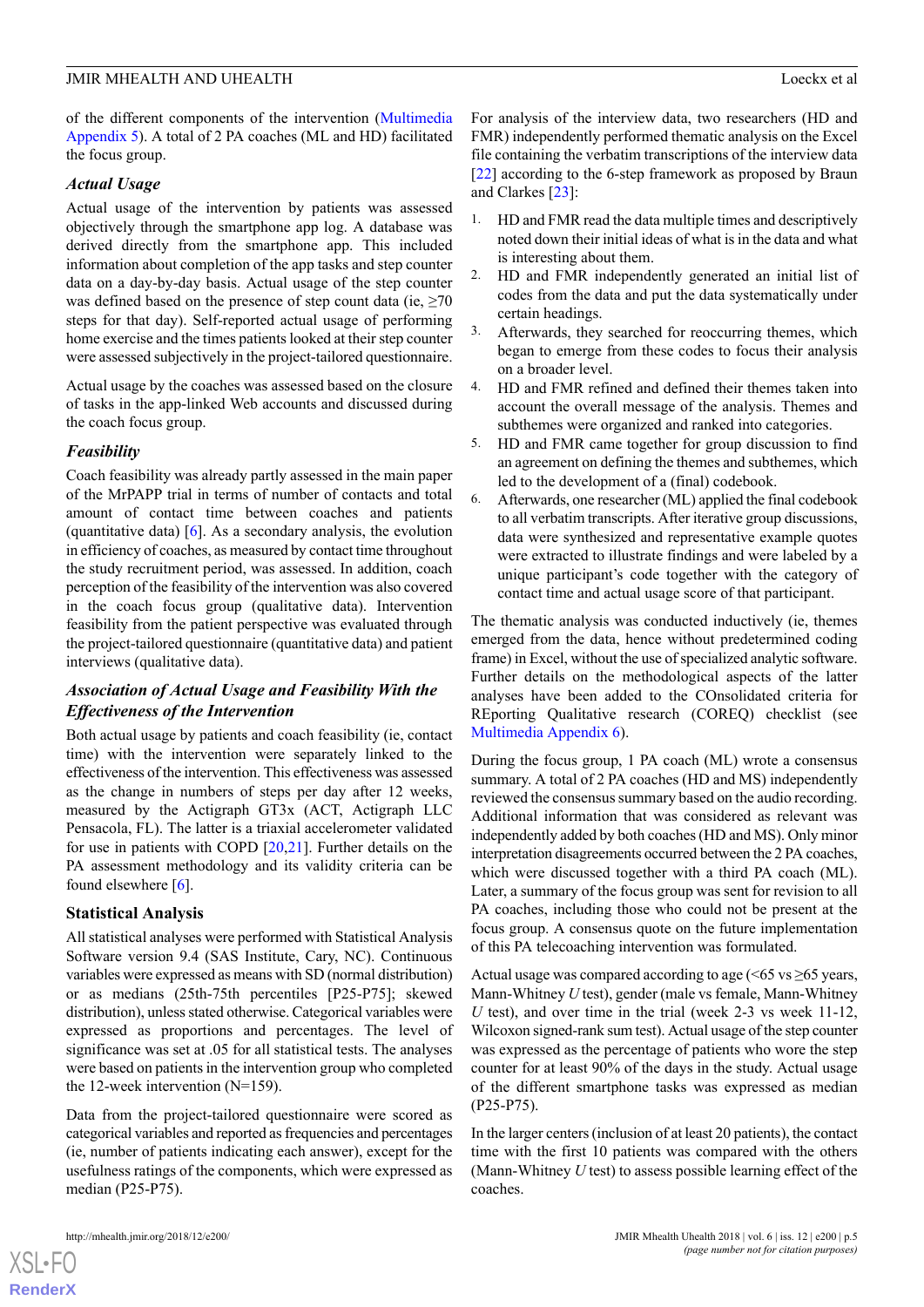of the different components of the intervention (Multimedia Appendix 5). A total of 2 PA coaches (ML and HD) facilitated the focus group.

### Actual Usage

Actual usage of the intervention by patients was assessed objectively through the smartphone app log. A database was derived directly from the smartphone app. This included information about completion of the app tasks and step counter data on a day-by-day basis. Actual usage of the step counter was defined based on the presence of step count data (ie, ≥70 steps for that day). Self-reported actual usage of performing home exercise and the times patients looked at their step counter were assessed subjectively in the project-tailored questionnaire.

Actual usage by the coaches was assessed based on the closure of tasks in the app-linked Web accounts and discussed during the coach focus group.

### Feasibility

Coach feasibility was already partly assessed in the main paper of the MrPAPP trial in terms of number of contacts and total amount of contact time between coaches and patients (quantitative data) [6]. As a secondary analysis, the evolution in efficiency of coaches, as measured by contact time throughout the study recruitment period, was assessed. In addition, coach perception of the feasibility of the intervention was also covered in the coach focus group (qualitative data). Intervention feasibility from the patient perspective was evaluated through the project-tailored questionnaire (quantitative data) and patient interviews (qualitative data).

### Association of Actual Usage and Feasibility With the Effectiveness of the Intervention

Both actual usage by patients and coach feasibility (ie, contact time) with the intervention were separately linked to the effectiveness of the intervention. This effectiveness was assessed as the change in numbers of steps per day after 12 weeks, measured by the Actigraph GT3x (ACT, Actigraph LLC Pensacola, FL). The latter is a triaxial accelerometer validated for use in patients with COPD [20,21]. Further details on the PA assessment methodology and its validity criteria can be found elsewhere [6].

## Statistical Analysis

All statistical analyses were performed with Statistical Analysis Software version 9.4 (SAS Institute, Cary, NC). Continuous variables were expressed as means with SD (normal distribution) or as medians (25th-75th percentiles [P25-P75]; skewed distribution), unless stated otherwise. Categorical variables were expressed as proportions and percentages. The level of significance was set at .05 for all statistical tests. The analyses were based on patients in the intervention group who completed the 12-week intervention (N=159).

Data from the project-tailored questionnaire were scored as categorical variables and reported as frequencies and percentages (ie, number of patients indicating each answer), except for the usefulness ratings of the components, which were expressed as median (P25-P75).

For analysis of the interview data, two researchers (HD and FMR) independently performed thematic analysis on the Excel file containing the verbatim transcriptions of the interview data [22] according to the 6-step framework as proposed by Braun and Clarkes [23]:

1. HD and FMR read the data multiple times and descriptively noted down their initial ideas of what is in the data and what is interesting about them.
2. HD and FMR independently generated an initial list of codes from the data and put the data systematically under certain headings.
3. Afterwards, they searched for reoccurring themes, which began to emerge from these codes to focus their analysis on a broader level.
4. HD and FMR refined and defined their themes taken into account the overall message of the analysis. Themes and subthemes were organized and ranked into categories.
5. HD and FMR came together for group discussion to find an agreement on defining the themes and subthemes, which led to the development of a (final) codebook.
6. Afterwards, one researcher (ML) applied the final codebook to all verbatim transcripts. After iterative group discussions, data were synthesized and representative example quotes were extracted to illustrate findings and were labeled by a unique participant's code together with the category of contact time and actual usage score of that participant.

The thematic analysis was conducted inductively (ie, themes emerged from the data, hence without predetermined coding frame) in Excel, without the use of specialized analytic software. Further details on the methodological aspects of the latter analyses have been added to the COnsolidated criteria for REporting Qualitative research (COREQ) checklist (see Multimedia Appendix 6).

During the focus group, 1 PA coach (ML) wrote a consensus summary. A total of 2 PA coaches (HD and MS) independently reviewed the consensus summary based on the audio recording. Additional information that was considered as relevant was independently added by both coaches (HD and MS). Only minor interpretation disagreements occurred between the 2 PA coaches, which were discussed together with a third PA coach (ML). Later, a summary of the focus group was sent for revision to all PA coaches, including those who could not be present at the focus group. A consensus quote on the future implementation of this PA telecoaching intervention was formulated.

Actual usage was compared according to age (<65 vs ≥65 years, Mann-Whitney *U* test), gender (male vs female, Mann-Whitney *U* test), and over time in the trial (week 2-3 vs week 11-12, Wilcoxon signed-rank sum test). Actual usage of the step counter was expressed as the percentage of patients who wore the step counter for at least 90% of the days in the study. Actual usage of the different smartphone tasks was expressed as median (P25-P75).

In the larger centers (inclusion of at least 20 patients), the contact time with the first 10 patients was compared with the others (Mann-Whitney *U* test) to assess possible learning effect of the coaches.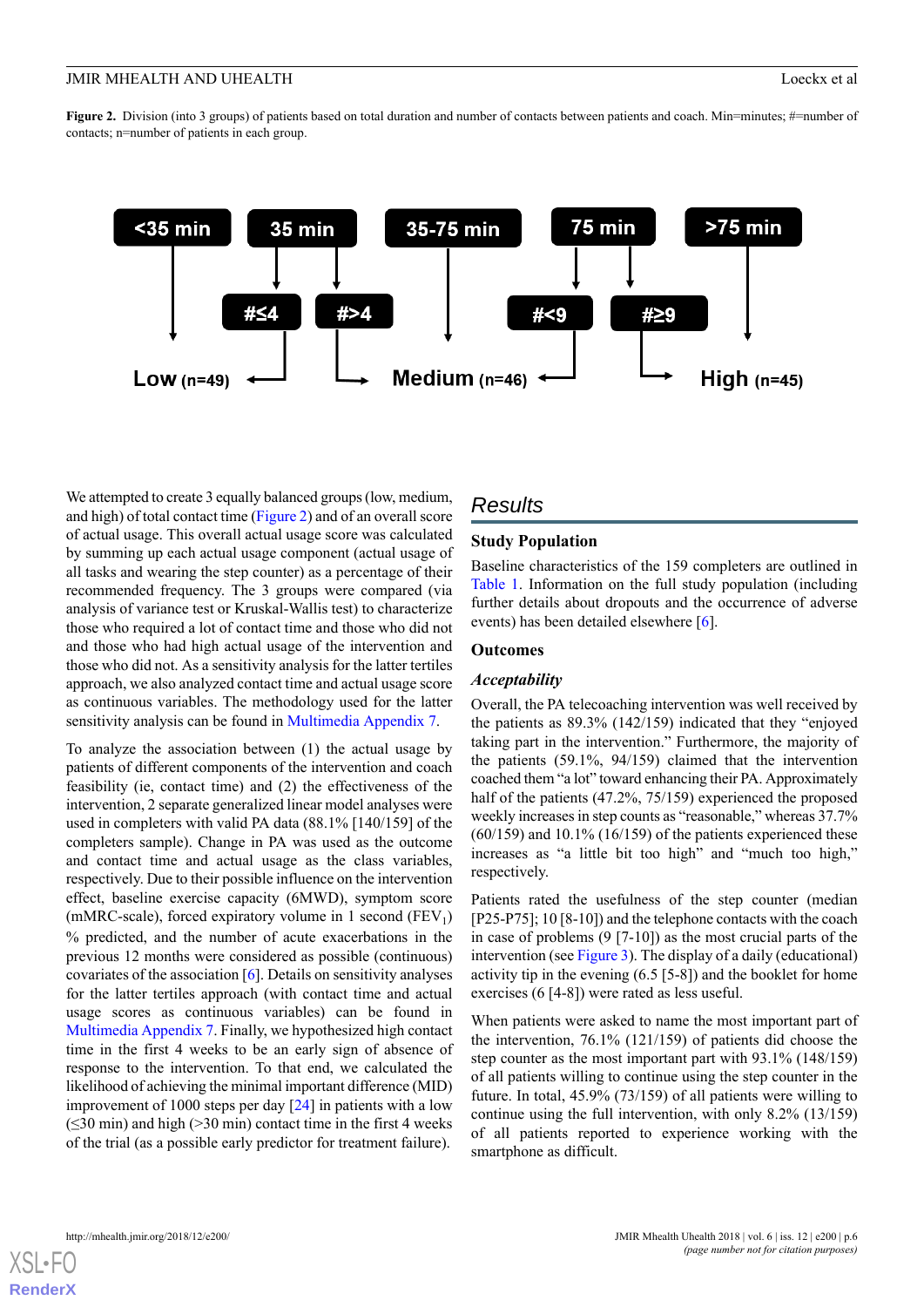**Figure 2.** Division (into 3 groups) of patients based on total duration and number of contacts between patients and coach. Min=minutes; #=number of contacts; n=number of patients in each group.

We attempted to create 3 equally balanced groups (low, medium, and high) of total contact time (Figure 2) and of an overall score of actual usage. This overall actual usage score was calculated by summing up each actual usage component (actual usage of all tasks and wearing the step counter) as a percentage of their recommended frequency. The 3 groups were compared (via analysis of variance test or Kruskal-Wallis test) to characterize those who required a lot of contact time and those who did not and those who had high actual usage of the intervention and those who did not. As a sensitivity analysis for the latter tertiles approach, we also analyzed contact time and actual usage score as continuous variables. The methodology used for the latter sensitivity analysis can be found in Multimedia Appendix 7.

To analyze the association between (1) the actual usage by patients of different components of the intervention and coach feasibility (ie, contact time) and (2) the effectiveness of the intervention, 2 separate generalized linear model analyses were used in completers with valid PA data (88.1% [140/159] of the completers sample). Change in PA was used as the outcome and contact time and actual usage as the class variables, respectively. Due to their possible influence on the intervention effect, baseline exercise capacity (6MWD), symptom score (mMRC-scale), forced expiratory volume in 1 second ($FEV_1$) % predicted, and the number of acute exacerbations in the previous 12 months were considered as possible (continuous) covariates of the association [6]. Details on sensitivity analyses for the latter tertiles approach (with contact time and actual usage scores as continuous variables) can be found in Multimedia Appendix 7. Finally, we hypothesized high contact time in the first 4 weeks to be an early sign of absence of response to the intervention. To that end, we calculated the likelihood of achieving the minimal important difference (MID) improvement of 1000 steps per day [24] in patients with a low (≤30 min) and high (>30 min) contact time in the first 4 weeks of the trial (as a possible early predictor for treatment failure).

## Results

### Study Population

Baseline characteristics of the 159 completers are outlined in Table 1. Information on the full study population (including further details about dropouts and the occurrence of adverse events) has been detailed elsewhere [6].

### Outcomes

#### *Acceptability*

Overall, the PA telecoaching intervention was well received by the patients as 89.3% (142/159) indicated that they "enjoyed taking part in the intervention." Furthermore, the majority of the patients (59.1%, 94/159) claimed that the intervention coached them "a lot" toward enhancing their PA. Approximately half of the patients (47.2%, 75/159) experienced the proposed weekly increases in step counts as "reasonable," whereas 37.7% (60/159) and 10.1% (16/159) of the patients experienced these increases as "a little bit too high" and "much too high," respectively.

Patients rated the usefulness of the step counter (median [P25-P75]; 10 [8-10]) and the telephone contacts with the coach in case of problems (9 [7-10]) as the most crucial parts of the intervention (see Figure 3). The display of a daily (educational) activity tip in the evening (6.5 [5-8]) and the booklet for home exercises (6 [4-8]) were rated as less useful.

When patients were asked to name the most important part of the intervention, 76.1% (121/159) of patients did choose the step counter as the most important part with 93.1% (148/159) of all patients willing to continue using the step counter in the future. In total, 45.9% (73/159) of all patients were willing to continue using the full intervention, with only 8.2% (13/159) of all patients reported to experience working with the smartphone as difficult.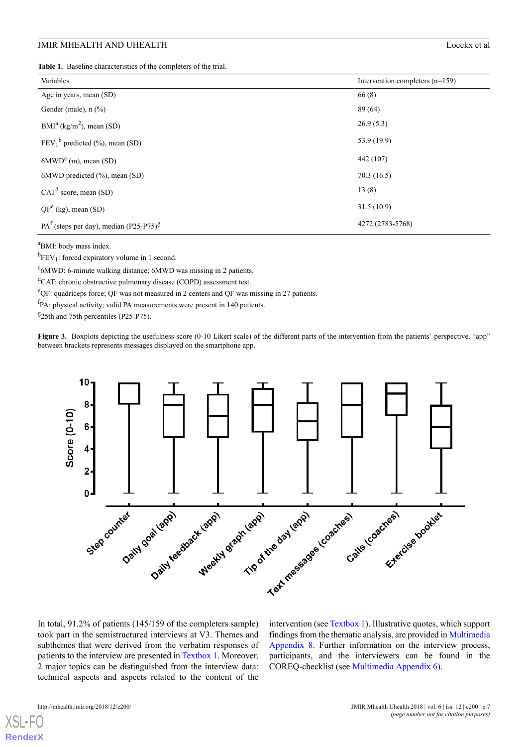**Table 1.** Baseline characteristics of the completers of the trial.

| Variables | Intervention completers (n=159) |
|---|---|
| Age in years, mean (SD) | 66 (8) |
| Gender (male), n (%) | 89 (64) |
| BMI[a] (kg/m$^2$), mean (SD) | 26.9 (5.3) |
| $FEV_1$[b] predicted (%), mean (SD) | 53.9 (19.9) |
| 6MWD[c] (m), mean (SD) | 442 (107) |
| 6MWD predicted (%), mean (SD) | 70.3 (16.5) |
| CAT[d] score, mean (SD) | 13 (8) |
| QF[e] (kg), mean (SD) | 31.5 (10.9) |
| PA[f] (steps per day), median (P25-P75)[g] | 4272 (2783-5768) |

[a]BMI: body mass index.

[b]$FEV_1$: forced expiratory volume in 1 second.

[c]6MWD: 6-minute walking distance; 6MWD was missing in 2 patients.

[d]CAT: chronic obstructive pulmonary disease (COPD) assessment test.

[e]QF: quadriceps force; QF was not measured in 2 centers and QF was missing in 27 patients.

[f]PA: physical activity; valid PA measurements were present in 140 patients.

[g]25th and 75th percentiles (P25-P75).

**Figure 3.** Boxplots depicting the usefulness score (0-10 Likert scale) of the different parts of the intervention from the patients' perspective. "app" between brackets represents messages displayed on the smartphone app.

In total, 91.2% of patients (145/159 of the completers sample) took part in the semistructured interviews at V3. Themes and subthemes that were derived from the verbatim responses of patients to the interview are presented in Textbox 1. Moreover, 2 major topics can be distinguished from the interview data: technical aspects and aspects related to the content of the intervention (see Textbox 1). Illustrative quotes, which support findings from the thematic analysis, are provided in Multimedia Appendix 8. Further information on the interview process, participants, and the interviewers can be found in the COREQ-checklist (see Multimedia Appendix 6).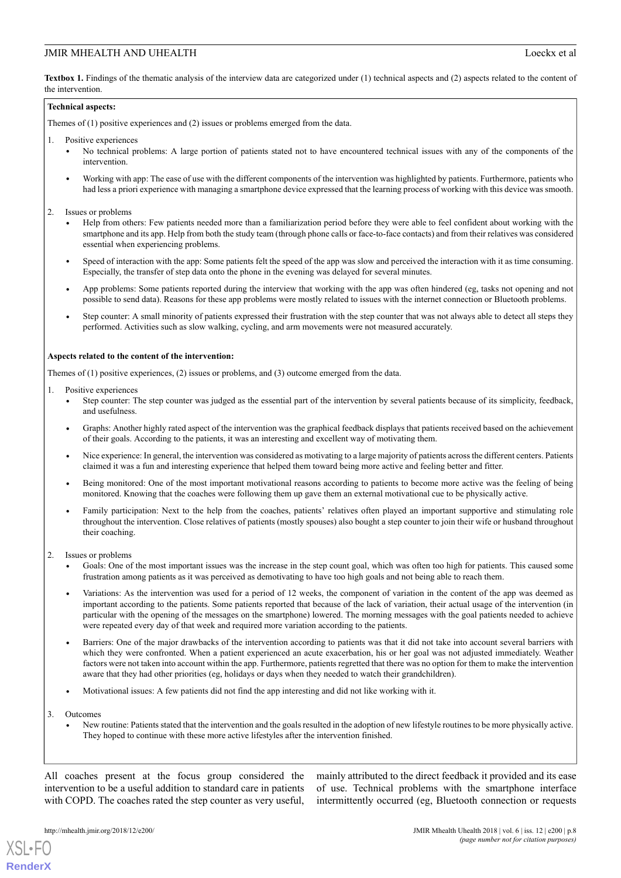**Textbox 1.** Findings of the thematic analysis of the interview data are categorized under (1) technical aspects and (2) aspects related to the content of the intervention.

**Technical aspects:**

Themes of (1) positive experiences and (2) issues or problems emerged from the data.

1. Positive experiences
   - No technical problems: A large portion of patients stated not to have encountered technical issues with any of the components of the intervention.
   - Working with app: The ease of use with the different components of the intervention was highlighted by patients. Furthermore, patients who had less a priori experience with managing a smartphone device expressed that the learning process of working with this device was smooth.
2. Issues or problems
   - Help from others: Few patients needed more than a familiarization period before they were able to feel confident about working with the smartphone and its app. Help from both the study team (through phone calls or face-to-face contacts) and from their relatives was considered essential when experiencing problems.
   - Speed of interaction with the app: Some patients felt the speed of the app was slow and perceived the interaction with it as time consuming. Especially, the transfer of step data onto the phone in the evening was delayed for several minutes.
   - App problems: Some patients reported during the interview that working with the app was often hindered (eg, tasks not opening and not possible to send data). Reasons for these app problems were mostly related to issues with the internet connection or Bluetooth problems.
   - Step counter: A small minority of patients expressed their frustration with the step counter that was not always able to detect all steps they performed. Activities such as slow walking, cycling, and arm movements were not measured accurately.

**Aspects related to the content of the intervention:**

Themes of (1) positive experiences, (2) issues or problems, and (3) outcome emerged from the data.

1. Positive experiences
   - Step counter: The step counter was judged as the essential part of the intervention by several patients because of its simplicity, feedback, and usefulness.
   - Graphs: Another highly rated aspect of the intervention was the graphical feedback displays that patients received based on the achievement of their goals. According to the patients, it was an interesting and excellent way of motivating them.
   - Nice experience: In general, the intervention was considered as motivating to a large majority of patients across the different centers. Patients claimed it was a fun and interesting experience that helped them toward being more active and feeling better and fitter.
   - Being monitored: One of the most important motivational reasons according to patients to become more active was the feeling of being monitored. Knowing that the coaches were following them up gave them an external motivational cue to be physically active.
   - Family participation: Next to the help from the coaches, patients' relatives often played an important supportive and stimulating role throughout the intervention. Close relatives of patients (mostly spouses) also bought a step counter to join their wife or husband throughout their coaching.
2. Issues or problems
   - Goals: One of the most important issues was the increase in the step count goal, which was often too high for patients. This caused some frustration among patients as it was perceived as demotivating to have too high goals and not being able to reach them.
   - Variations: As the intervention was used for a period of 12 weeks, the component of variation in the content of the app was deemed as important according to the patients. Some patients reported that because of the lack of variation, their actual usage of the intervention (in particular with the opening of the messages on the smartphone) lowered. The morning messages with the goal patients needed to achieve were repeated every day of that week and required more variation according to the patients.
   - Barriers: One of the major drawbacks of the intervention according to patients was that it did not take into account several barriers with which they were confronted. When a patient experienced an acute exacerbation, his or her goal was not adjusted immediately. Weather factors were not taken into account within the app. Furthermore, patients regretted that there was no option for them to make the intervention aware that they had other priorities (eg, holidays or days when they needed to watch their grandchildren).
   - Motivational issues: A few patients did not find the app interesting and did not like working with it.
3. Outcomes
   - New routine: Patients stated that the intervention and the goals resulted in the adoption of new lifestyle routines to be more physically active. They hoped to continue with these more active lifestyles after the intervention finished.

All coaches present at the focus group considered the intervention to be a useful addition to standard care in patients with COPD. The coaches rated the step counter as very useful, mainly attributed to the direct feedback it provided and its ease of use. Technical problems with the smartphone interface intermittently occurred (eg, Bluetooth connection or requests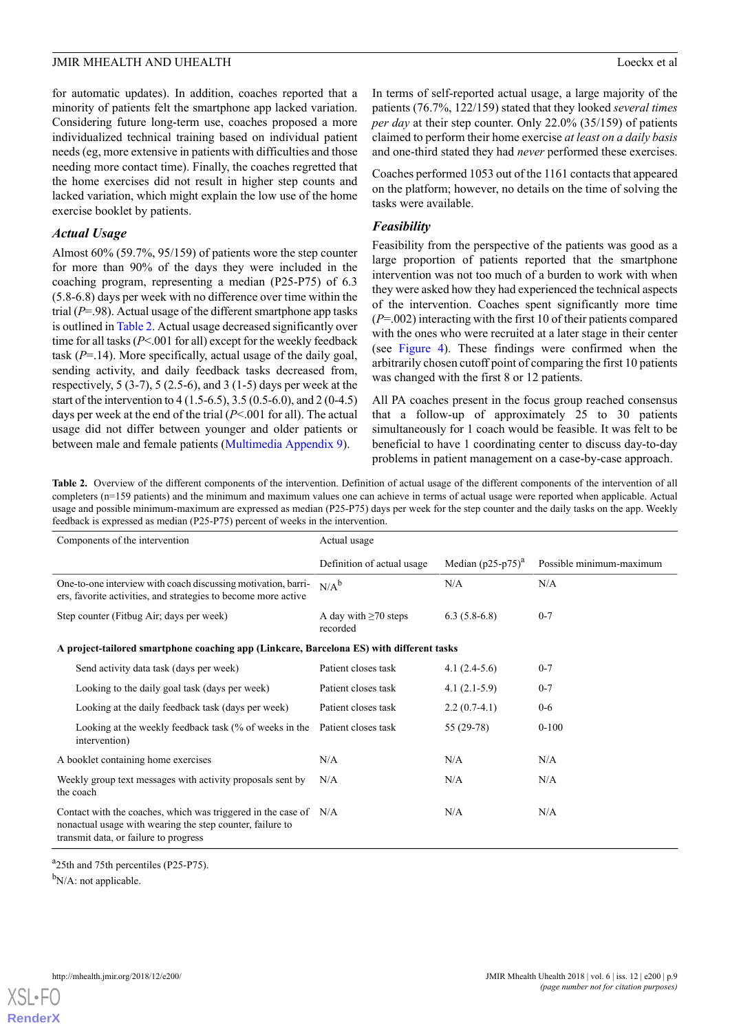for automatic updates). In addition, coaches reported that a minority of patients felt the smartphone app lacked variation. Considering future long-term use, coaches proposed a more individualized technical training based on individual patient needs (eg, more extensive in patients with difficulties and those needing more contact time). Finally, the coaches regretted that the home exercises did not result in higher step counts and lacked variation, which might explain the low use of the home exercise booklet by patients.

### Actual Usage

Almost 60% (59.7%, 95/159) of patients wore the step counter for more than 90% of the days they were included in the coaching program, representing a median (P25-P75) of 6.3 (5.8-6.8) days per week with no difference over time within the trial (*P*=.98). Actual usage of the different smartphone app tasks is outlined in Table 2. Actual usage decreased significantly over time for all tasks (*P*<.001 for all) except for the weekly feedback task (*P*=.14). More specifically, actual usage of the daily goal, sending activity, and daily feedback tasks decreased from, respectively, 5 (3-7), 5 (2.5-6), and 3 (1-5) days per week at the start of the intervention to 4 (1.5-6.5), 3.5 (0.5-6.0), and 2 (0-4.5) days per week at the end of the trial (*P*<.001 for all). The actual usage did not differ between younger and older patients or between male and female patients (Multimedia Appendix 9).

In terms of self-reported actual usage, a large majority of the patients (76.7%, 122/159) stated that they looked *several times per day* at their step counter. Only 22.0% (35/159) of patients claimed to perform their home exercise *at least on a daily basis* and one-third stated they had *never* performed these exercises.

Coaches performed 1053 out of the 1161 contacts that appeared on the platform; however, no details on the time of solving the tasks were available.

### Feasibility

Feasibility from the perspective of the patients was good as a large proportion of patients reported that the smartphone intervention was not too much of a burden to work with when they were asked how they had experienced the technical aspects of the intervention. Coaches spent significantly more time (*P*=.002) interacting with the first 10 of their patients compared with the ones who were recruited at a later stage in their center (see Figure 4). These findings were confirmed when the arbitrarily chosen cutoff point of comparing the first 10 patients was changed with the first 8 or 12 patients.

All PA coaches present in the focus group reached consensus that a follow-up of approximately 25 to 30 patients simultaneously for 1 coach would be feasible. It was felt to be beneficial to have 1 coordinating center to discuss day-to-day problems in patient management on a case-by-case approach.

**Table 2.** Overview of the different components of the intervention. Definition of actual usage of the different components of the intervention of all completers (n=159 patients) and the minimum and maximum values one can achieve in terms of actual usage were reported when applicable. Actual usage and possible minimum-maximum are expressed as median (P25-P75) days per week for the step counter and the daily tasks on the app. Weekly feedback is expressed as median (P25-P75) percent of weeks in the intervention.

| Components of the intervention | Actual usage | | |
|---|---|---|---|
| | Definition of actual usage | Median (p25-p75)[a] | Possible minimum-maximum |
| One-to-one interview with coach discussing motivation, barriers, favorite activities, and strategies to become more active | N/A[b] | N/A | N/A |
| Step counter (Fitbug Air; days per week) | A day with ≥70 steps recorded | 6.3 (5.8-6.8) | 0-7 |
| **A project-tailored smartphone coaching app (Linkcare, Barcelona ES) with different tasks** | | | |
| Send activity data task (days per week) | Patient closes task | 4.1 (2.4-5.6) | 0-7 |
| Looking to the daily goal task (days per week) | Patient closes task | 4.1 (2.1-5.9) | 0-7 |
| Looking at the daily feedback task (days per week) | Patient closes task | 2.2 (0.7-4.1) | 0-6 |
| Looking at the weekly feedback task (% of weeks in the intervention) | Patient closes task | 55 (29-78) | 0-100 |
| A booklet containing home exercises | N/A | N/A | N/A |
| Weekly group text messages with activity proposals sent by the coach | N/A | N/A | N/A |
| Contact with the coaches, which was triggered in the case of nonactual usage with wearing the step counter, failure to transmit data, or failure to progress | N/A | N/A | N/A |

[a]25th and 75th percentiles (P25-P75).

[b]N/A: not applicable.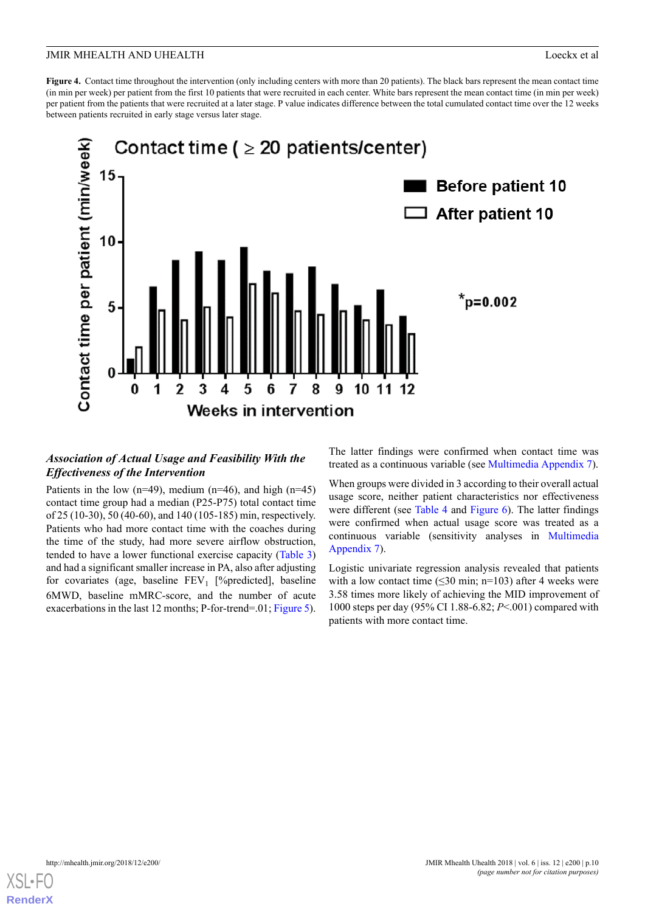**Figure 4.** Contact time throughout the intervention (only including centers with more than 20 patients). The black bars represent the mean contact time (in min per week) per patient from the first 10 patients that were recruited in each center. White bars represent the mean contact time (in min per week) per patient from the patients that were recruited at a later stage. P value indicates difference between the total cumulated contact time over the 12 weeks between patients recruited in early stage versus later stage.

### *Association of Actual Usage and Feasibility With the Effectiveness of the Intervention*

Patients in the low (n=49), medium (n=46), and high (n=45) contact time group had a median (P25-P75) total contact time of 25 (10-30), 50 (40-60), and 140 (105-185) min, respectively. Patients who had more contact time with the coaches during the time of the study, had more severe airflow obstruction, tended to have a lower functional exercise capacity (Table 3) and had a significant smaller increase in PA, also after adjusting for covariates (age, baseline $FEV_1$ [%predicted], baseline 6MWD, baseline mMRC-score, and the number of acute exacerbations in the last 12 months; P-for-trend=.01; Figure 5).

The latter findings were confirmed when contact time was treated as a continuous variable (see Multimedia Appendix 7).

When groups were divided in 3 according to their overall actual usage score, neither patient characteristics nor effectiveness were different (see Table 4 and Figure 6). The latter findings were confirmed when actual usage score was treated as a continuous variable (sensitivity analyses in Multimedia Appendix 7).

Logistic univariate regression analysis revealed that patients with a low contact time (≤30 min; n=103) after 4 weeks were 3.58 times more likely of achieving the MID improvement of 1000 steps per day (95% CI 1.88-6.82; *P*<.001) compared with patients with more contact time.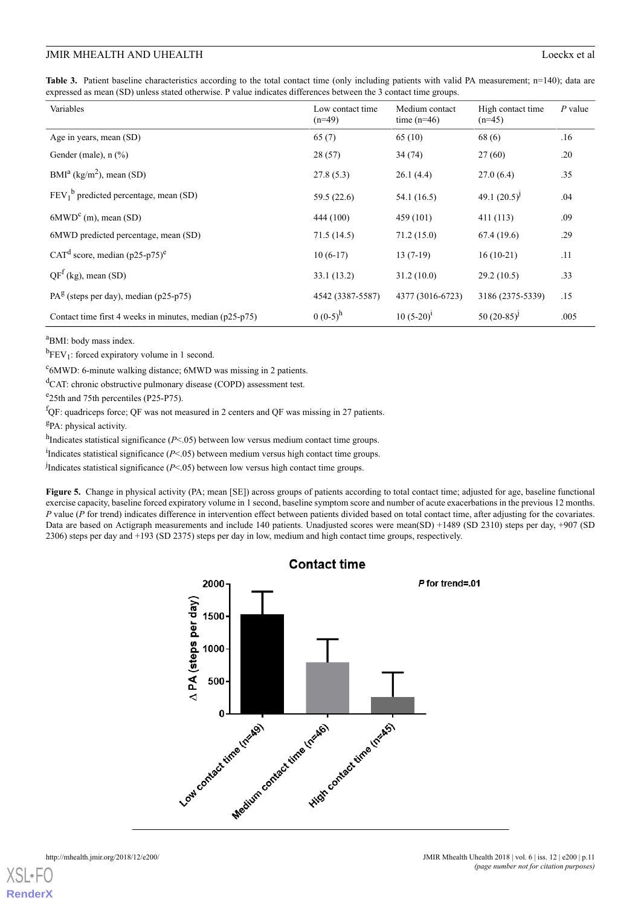**Table 3.** Patient baseline characteristics according to the total contact time (only including patients with valid PA measurement; n=140); data are expressed as mean (SD) unless stated otherwise. P value indicates differences between the 3 contact time groups.

| Variables | Low contact time (n=49) | Medium contact time (n=46) | High contact time (n=45) | *P* value |
|---|---|---|---|---|
| Age in years, mean (SD) | 65 (7) | 65 (10) | 68 (6) | .16 |
| Gender (male), n (%) | 28 (57) | 34 (74) | 27 (60) | .20 |
| BMI[a] (kg/m$^2$), mean (SD) | 27.8 (5.3) | 26.1 (4.4) | 27.0 (6.4) | .35 |
| $FEV_1$[b] predicted percentage, mean (SD) | 59.5 (22.6) | 54.1 (16.5) | 49.1 (20.5)[j] | .04 |
| 6MWD[c] (m), mean (SD) | 444 (100) | 459 (101) | 411 (113) | .09 |
| 6MWD predicted percentage, mean (SD) | 71.5 (14.5) | 71.2 (15.0) | 67.4 (19.6) | .29 |
| CAT[d] score, median (p25-p75)[e] | 10 (6-17) | 13 (7-19) | 16 (10-21) | .11 |
| QF[f] (kg), mean (SD) | 33.1 (13.2) | 31.2 (10.0) | 29.2 (10.5) | .33 |
| PA[g] (steps per day), median (p25-p75) | 4542 (3387-5587) | 4377 (3016-6723) | 3186 (2375-5339) | .15 |
| Contact time first 4 weeks in minutes, median (p25-p75) | 0 (0-5)[h] | 10 (5-20)[i] | 50 (20-85)[j] | .005 |

[a]BMI: body mass index.

[b]$FEV_1$: forced expiratory volume in 1 second.

[c]6MWD: 6-minute walking distance; 6MWD was missing in 2 patients.

[d]CAT: chronic obstructive pulmonary disease (COPD) assessment test.

[e]25th and 75th percentiles (P25-P75).

[f]QF: quadriceps force; QF was not measured in 2 centers and QF was missing in 27 patients.

[g]PA: physical activity.

[h]Indicates statistical significance ($P$<.05) between low versus medium contact time groups.

[i]Indicates statistical significance ($P$<.05) between medium versus high contact time groups.

[j]Indicates statistical significance ($P$<.05) between low versus high contact time groups.

**Figure 5.** Change in physical activity (PA; mean [SE]) across groups of patients according to total contact time; adjusted for age, baseline functional exercise capacity, baseline forced expiratory volume in 1 second, baseline symptom score and number of acute exacerbations in the previous 12 months. *P* value (*P* for trend) indicates difference in intervention effect between patients divided based on total contact time, after adjusting for the covariates. Data are based on Actigraph measurements and include 140 patients. Unadjusted scores were mean(SD) +1489 (SD 2310) steps per day, +907 (SD 2306) steps per day and +193 (SD 2375) steps per day in low, medium and high contact time groups, respectively.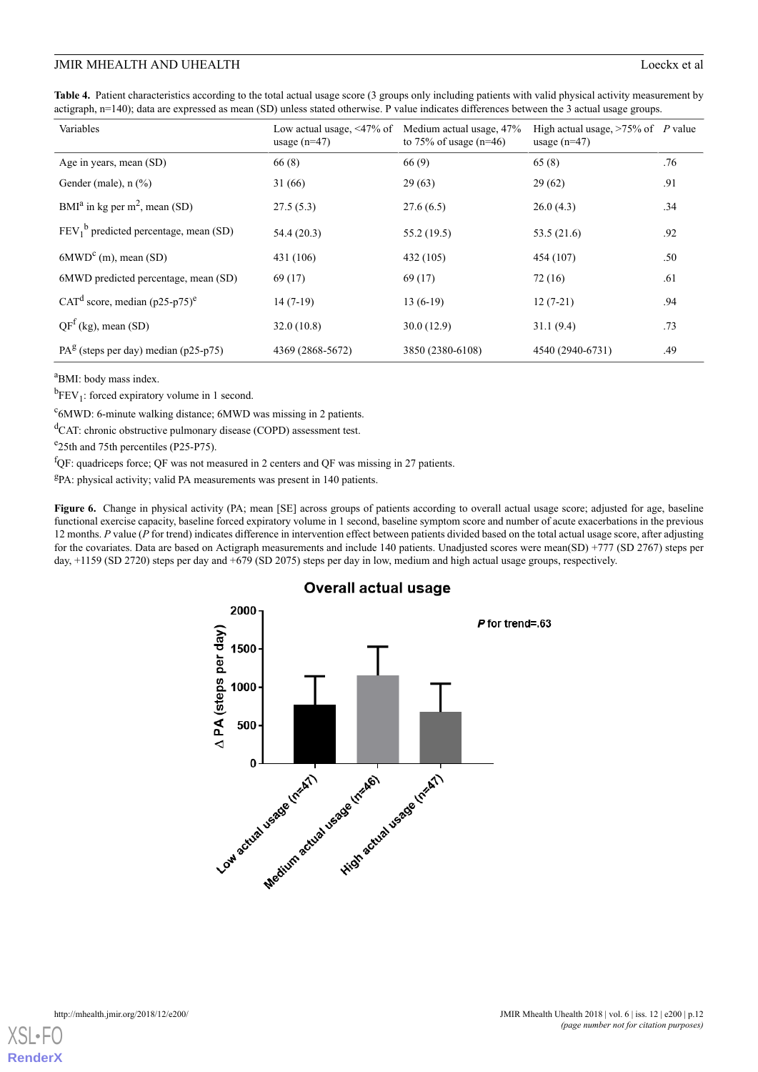**Table 4.** Patient characteristics according to the total actual usage score (3 groups only including patients with valid physical activity measurement by actigraph, n=140); data are expressed as mean (SD) unless stated otherwise. P value indicates differences between the 3 actual usage groups.

| Variables | Low actual usage, <47% of usage (n=47) | Medium actual usage, 47% to 75% of usage (n=46) | High actual usage, >75% of usage (n=47) | *P* value |
|---|---|---|---|---|
| Age in years, mean (SD) | 66 (8) | 66 (9) | 65 (8) | .76 |
| Gender (male), n (%) | 31 (66) | 29 (63) | 29 (62) | .91 |
| BMI[a] in kg per $m^2$, mean (SD) | 27.5 (5.3) | 27.6 (6.5) | 26.0 (4.3) | .34 |
| $FEV_1$[b] predicted percentage, mean (SD) | 54.4 (20.3) | 55.2 (19.5) | 53.5 (21.6) | .92 |
| 6MWD[c] (m), mean (SD) | 431 (106) | 432 (105) | 454 (107) | .50 |
| 6MWD predicted percentage, mean (SD) | 69 (17) | 69 (17) | 72 (16) | .61 |
| CAT[d] score, median (p25-p75)[e] | 14 (7-19) | 13 (6-19) | 12 (7-21) | .94 |
| QF[f] (kg), mean (SD) | 32.0 (10.8) | 30.0 (12.9) | 31.1 (9.4) | .73 |
| PA[g] (steps per day) median (p25-p75) | 4369 (2868-5672) | 3850 (2380-6108) | 4540 (2940-6731) | .49 |

[a]BMI: body mass index.

[b]$FEV_1$: forced expiratory volume in 1 second.

[c]6MWD: 6-minute walking distance; 6MWD was missing in 2 patients.

[d]CAT: chronic obstructive pulmonary disease (COPD) assessment test.

[e]25th and 75th percentiles (P25-P75).

[f]QF: quadriceps force; QF was not measured in 2 centers and QF was missing in 27 patients.

[g]PA: physical activity; valid PA measurements was present in 140 patients.

**Figure 6.** Change in physical activity (PA; mean [SE] across groups of patients according to overall actual usage score; adjusted for age, baseline functional exercise capacity, baseline forced expiratory volume in 1 second, baseline symptom score and number of acute exacerbations in the previous 12 months. *P* value (*P* for trend) indicates difference in intervention effect between patients divided based on the total actual usage score, after adjusting for the covariates. Data are based on Actigraph measurements and include 140 patients. Unadjusted scores were mean(SD) +777 (SD 2767) steps per day, +1159 (SD 2720) steps per day and +679 (SD 2075) steps per day in low, medium and high actual usage groups, respectively.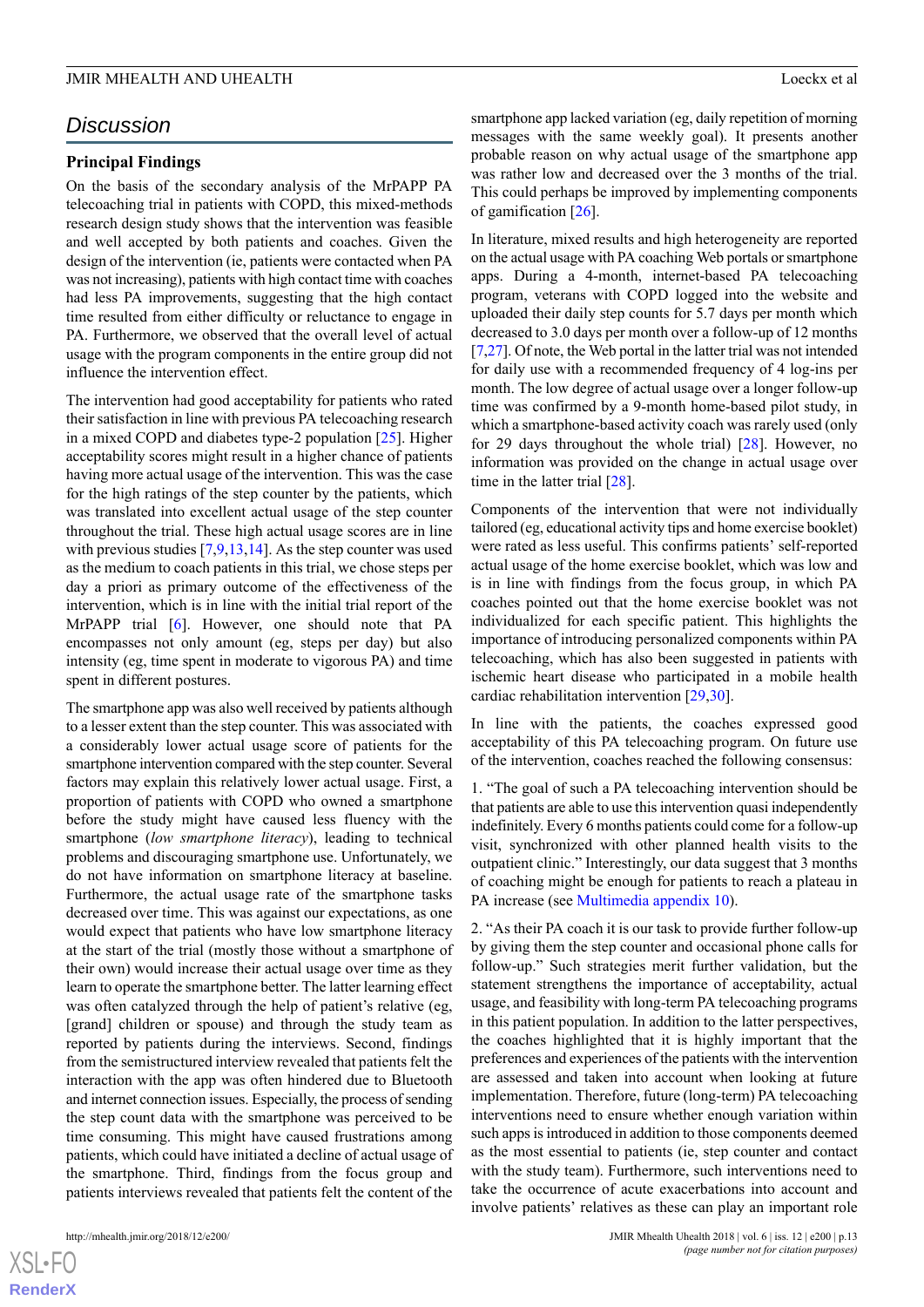## Discussion

### Principal Findings

On the basis of the secondary analysis of the MrPAPP PA telecoaching trial in patients with COPD, this mixed-methods research design study shows that the intervention was feasible and well accepted by both patients and coaches. Given the design of the intervention (ie, patients were contacted when PA was not increasing), patients with high contact time with coaches had less PA improvements, suggesting that the high contact time resulted from either difficulty or reluctance to engage in PA. Furthermore, we observed that the overall level of actual usage with the program components in the entire group did not influence the intervention effect.

The intervention had good acceptability for patients who rated their satisfaction in line with previous PA telecoaching research in a mixed COPD and diabetes type-2 population [25]. Higher acceptability scores might result in a higher chance of patients having more actual usage of the intervention. This was the case for the high ratings of the step counter by the patients, which was translated into excellent actual usage of the step counter throughout the trial. These high actual usage scores are in line with previous studies [7,9,13,14]. As the step counter was used as the medium to coach patients in this trial, we chose steps per day a priori as primary outcome of the effectiveness of the intervention, which is in line with the initial trial report of the MrPAPP trial [6]. However, one should note that PA encompasses not only amount (eg, steps per day) but also intensity (eg, time spent in moderate to vigorous PA) and time spent in different postures.

The smartphone app was also well received by patients although to a lesser extent than the step counter. This was associated with a considerably lower actual usage score of patients for the smartphone intervention compared with the step counter. Several factors may explain this relatively lower actual usage. First, a proportion of patients with COPD who owned a smartphone before the study might have caused less fluency with the smartphone (*low smartphone literacy*), leading to technical problems and discouraging smartphone use. Unfortunately, we do not have information on smartphone literacy at baseline. Furthermore, the actual usage rate of the smartphone tasks decreased over time. This was against our expectations, as one would expect that patients who have low smartphone literacy at the start of the trial (mostly those without a smartphone of their own) would increase their actual usage over time as they learn to operate the smartphone better. The latter learning effect was often catalyzed through the help of patient's relative (eg, [grand] children or spouse) and through the study team as reported by patients during the interviews. Second, findings from the semistructured interview revealed that patients felt the interaction with the app was often hindered due to Bluetooth and internet connection issues. Especially, the process of sending the step count data with the smartphone was perceived to be time consuming. This might have caused frustrations among patients, which could have initiated a decline of actual usage of the smartphone. Third, findings from the focus group and patients interviews revealed that patients felt the content of the smartphone app lacked variation (eg, daily repetition of morning messages with the same weekly goal). It presents another probable reason on why actual usage of the smartphone app was rather low and decreased over the 3 months of the trial. This could perhaps be improved by implementing components of gamification [26].

In literature, mixed results and high heterogeneity are reported on the actual usage with PA coaching Web portals or smartphone apps. During a 4-month, internet-based PA telecoaching program, veterans with COPD logged into the website and uploaded their daily step counts for 5.7 days per month which decreased to 3.0 days per month over a follow-up of 12 months [7,27]. Of note, the Web portal in the latter trial was not intended for daily use with a recommended frequency of 4 log-ins per month. The low degree of actual usage over a longer follow-up time was confirmed by a 9-month home-based pilot study, in which a smartphone-based activity coach was rarely used (only for 29 days throughout the whole trial) [28]. However, no information was provided on the change in actual usage over time in the latter trial [28].

Components of the intervention that were not individually tailored (eg, educational activity tips and home exercise booklet) were rated as less useful. This confirms patients' self-reported actual usage of the home exercise booklet, which was low and is in line with findings from the focus group, in which PA coaches pointed out that the home exercise booklet was not individualized for each specific patient. This highlights the importance of introducing personalized components within PA telecoaching, which has also been suggested in patients with ischemic heart disease who participated in a mobile health cardiac rehabilitation intervention [29,30].

In line with the patients, the coaches expressed good acceptability of this PA telecoaching program. On future use of the intervention, coaches reached the following consensus:

1. "The goal of such a PA telecoaching intervention should be that patients are able to use this intervention quasi independently indefinitely. Every 6 months patients could come for a follow-up visit, synchronized with other planned health visits to the outpatient clinic." Interestingly, our data suggest that 3 months of coaching might be enough for patients to reach a plateau in PA increase (see Multimedia appendix 10).

2. "As their PA coach it is our task to provide further follow-up by giving them the step counter and occasional phone calls for follow-up." Such strategies merit further validation, but the statement strengthens the importance of acceptability, actual usage, and feasibility with long-term PA telecoaching programs in this patient population. In addition to the latter perspectives, the coaches highlighted that it is highly important that the preferences and experiences of the patients with the intervention are assessed and taken into account when looking at future implementation. Therefore, future (long-term) PA telecoaching interventions need to ensure whether enough variation within such apps is introduced in addition to those components deemed as the most essential to patients (ie, step counter and contact with the study team). Furthermore, such interventions need to take the occurrence of acute exacerbations into account and involve patients' relatives as these can play an important role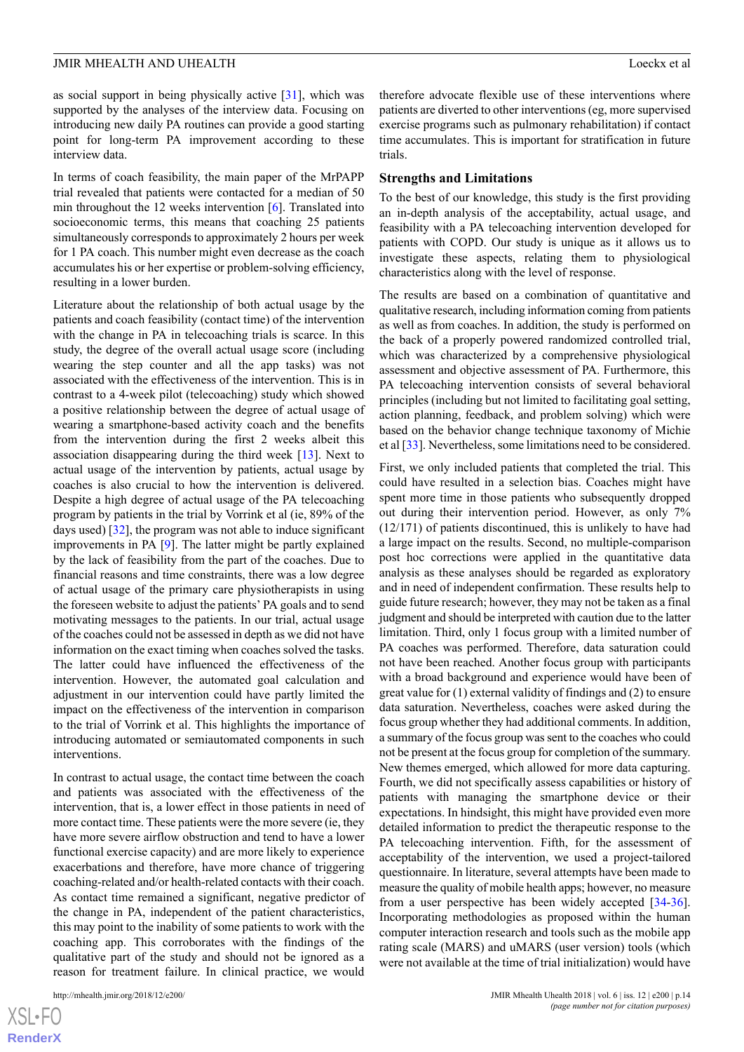as social support in being physically active [31], which was supported by the analyses of the interview data. Focusing on introducing new daily PA routines can provide a good starting point for long-term PA improvement according to these interview data.

In terms of coach feasibility, the main paper of the MrPAPP trial revealed that patients were contacted for a median of 50 min throughout the 12 weeks intervention [6]. Translated into socioeconomic terms, this means that coaching 25 patients simultaneously corresponds to approximately 2 hours per week for 1 PA coach. This number might even decrease as the coach accumulates his or her expertise or problem-solving efficiency, resulting in a lower burden.

Literature about the relationship of both actual usage by the patients and coach feasibility (contact time) of the intervention with the change in PA in telecoaching trials is scarce. In this study, the degree of the overall actual usage score (including wearing the step counter and all the app tasks) was not associated with the effectiveness of the intervention. This is in contrast to a 4-week pilot (telecoaching) study which showed a positive relationship between the degree of actual usage of wearing a smartphone-based activity coach and the benefits from the intervention during the first 2 weeks albeit this association disappearing during the third week [13]. Next to actual usage of the intervention by patients, actual usage by coaches is also crucial to how the intervention is delivered. Despite a high degree of actual usage of the PA telecoaching program by patients in the trial by Vorrink et al (ie, 89% of the days used) [32], the program was not able to induce significant improvements in PA [9]. The latter might be partly explained by the lack of feasibility from the part of the coaches. Due to financial reasons and time constraints, there was a low degree of actual usage of the primary care physiotherapists in using the foreseen website to adjust the patients' PA goals and to send motivating messages to the patients. In our trial, actual usage of the coaches could not be assessed in depth as we did not have information on the exact timing when coaches solved the tasks. The latter could have influenced the effectiveness of the intervention. However, the automated goal calculation and adjustment in our intervention could have partly limited the impact on the effectiveness of the intervention in comparison to the trial of Vorrink et al. This highlights the importance of introducing automated or semiautomated components in such interventions.

In contrast to actual usage, the contact time between the coach and patients was associated with the effectiveness of the intervention, that is, a lower effect in those patients in need of more contact time. These patients were the more severe (ie, they have more severe airflow obstruction and tend to have a lower functional exercise capacity) and are more likely to experience exacerbations and therefore, have more chance of triggering coaching-related and/or health-related contacts with their coach. As contact time remained a significant, negative predictor of the change in PA, independent of the patient characteristics, this may point to the inability of some patients to work with the coaching app. This corroborates with the findings of the qualitative part of the study and should not be ignored as a reason for treatment failure. In clinical practice, we would therefore advocate flexible use of these interventions where patients are diverted to other interventions (eg, more supervised exercise programs such as pulmonary rehabilitation) if contact time accumulates. This is important for stratification in future trials.

## Strengths and Limitations

To the best of our knowledge, this study is the first providing an in-depth analysis of the acceptability, actual usage, and feasibility with a PA telecoaching intervention developed for patients with COPD. Our study is unique as it allows us to investigate these aspects, relating them to physiological characteristics along with the level of response.

The results are based on a combination of quantitative and qualitative research, including information coming from patients as well as from coaches. In addition, the study is performed on the back of a properly powered randomized controlled trial, which was characterized by a comprehensive physiological assessment and objective assessment of PA. Furthermore, this PA telecoaching intervention consists of several behavioral principles (including but not limited to facilitating goal setting, action planning, feedback, and problem solving) which were based on the behavior change technique taxonomy of Michie et al [33]. Nevertheless, some limitations need to be considered.

First, we only included patients that completed the trial. This could have resulted in a selection bias. Coaches might have spent more time in those patients who subsequently dropped out during their intervention period. However, as only 7% (12/171) of patients discontinued, this is unlikely to have had a large impact on the results. Second, no multiple-comparison post hoc corrections were applied in the quantitative data analysis as these analyses should be regarded as exploratory and in need of independent confirmation. These results help to guide future research; however, they may not be taken as a final judgment and should be interpreted with caution due to the latter limitation. Third, only 1 focus group with a limited number of PA coaches was performed. Therefore, data saturation could not have been reached. Another focus group with participants with a broad background and experience would have been of great value for (1) external validity of findings and (2) to ensure data saturation. Nevertheless, coaches were asked during the focus group whether they had additional comments. In addition, a summary of the focus group was sent to the coaches who could not be present at the focus group for completion of the summary. New themes emerged, which allowed for more data capturing. Fourth, we did not specifically assess capabilities or history of patients with managing the smartphone device or their expectations. In hindsight, this might have provided even more detailed information to predict the therapeutic response to the PA telecoaching intervention. Fifth, for the assessment of acceptability of the intervention, we used a project-tailored questionnaire. In literature, several attempts have been made to measure the quality of mobile health apps; however, no measure from a user perspective has been widely accepted [34-36]. Incorporating methodologies as proposed within the human computer interaction research and tools such as the mobile app rating scale (MARS) and uMARS (user version) tools (which were not available at the time of trial initialization) would have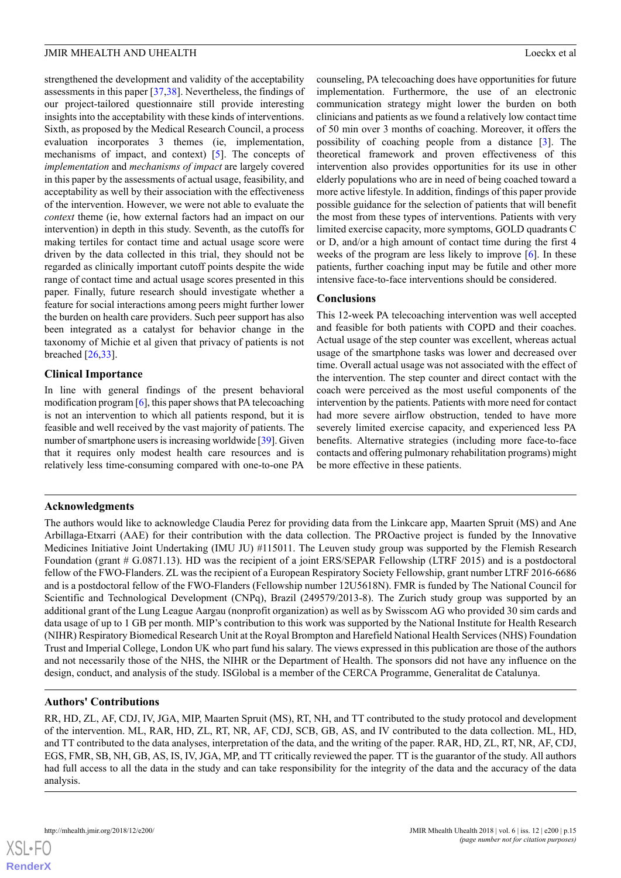strengthened the development and validity of the acceptability assessments in this paper [37,38]. Nevertheless, the findings of our project-tailored questionnaire still provide interesting insights into the acceptability with these kinds of interventions. Sixth, as proposed by the Medical Research Council, a process evaluation incorporates 3 themes (ie, implementation, mechanisms of impact, and context) [5]. The concepts of *implementation* and *mechanisms of impact* are largely covered in this paper by the assessments of actual usage, feasibility, and acceptability as well by their association with the effectiveness of the intervention. However, we were not able to evaluate the *context* theme (ie, how external factors had an impact on our intervention) in depth in this study. Seventh, as the cutoffs for making tertiles for contact time and actual usage score were driven by the data collected in this trial, they should not be regarded as clinically important cutoff points despite the wide range of contact time and actual usage scores presented in this paper. Finally, future research should investigate whether a feature for social interactions among peers might further lower the burden on health care providers. Such peer support has also been integrated as a catalyst for behavior change in the taxonomy of Michie et al given that privacy of patients is not breached [26,33].

### Clinical Importance

In line with general findings of the present behavioral modification program [6], this paper shows that PA telecoaching is not an intervention to which all patients respond, but it is feasible and well received by the vast majority of patients. The number of smartphone users is increasing worldwide [39]. Given that it requires only modest health care resources and is relatively less time-consuming compared with one-to-one PA counseling, PA telecoaching does have opportunities for future implementation. Furthermore, the use of an electronic communication strategy might lower the burden on both clinicians and patients as we found a relatively low contact time of 50 min over 3 months of coaching. Moreover, it offers the possibility of coaching people from a distance [3]. The theoretical framework and proven effectiveness of this intervention also provides opportunities for its use in other elderly populations who are in need of being coached toward a more active lifestyle. In addition, findings of this paper provide possible guidance for the selection of patients that will benefit the most from these types of interventions. Patients with very limited exercise capacity, more symptoms, GOLD quadrants C or D, and/or a high amount of contact time during the first 4 weeks of the program are less likely to improve [6]. In these patients, further coaching input may be futile and other more intensive face-to-face interventions should be considered.

### Conclusions

This 12-week PA telecoaching intervention was well accepted and feasible for both patients with COPD and their coaches. Actual usage of the step counter was excellent, whereas actual usage of the smartphone tasks was lower and decreased over time. Overall actual usage was not associated with the effect of the intervention. The step counter and direct contact with the coach were perceived as the most useful components of the intervention by the patients. Patients with more need for contact had more severe airflow obstruction, tended to have more severely limited exercise capacity, and experienced less PA benefits. Alternative strategies (including more face-to-face contacts and offering pulmonary rehabilitation programs) might be more effective in these patients.

## Acknowledgments

The authors would like to acknowledge Claudia Perez for providing data from the Linkcare app, Maarten Spruit (MS) and Ane Arbillaga-Etxarri (AAE) for their contribution with the data collection. The PROactive project is funded by the Innovative Medicines Initiative Joint Undertaking (IMU JU) #115011. The Leuven study group was supported by the Flemish Research Foundation (grant # G.0871.13). HD was the recipient of a joint ERS/SEPAR Fellowship (LTRF 2015) and is a postdoctoral fellow of the FWO-Flanders. ZL was the recipient of a European Respiratory Society Fellowship, grant number LTRF 2016-6686 and is a postdoctoral fellow of the FWO-Flanders (Fellowship number 12U5618N). FMR is funded by The National Council for Scientific and Technological Development (CNPq), Brazil (249579/2013-8). The Zurich study group was supported by an additional grant of the Lung League Aargau (nonprofit organization) as well as by Swisscom AG who provided 30 sim cards and data usage of up to 1 GB per month. MIP's contribution to this work was supported by the National Institute for Health Research (NIHR) Respiratory Biomedical Research Unit at the Royal Brompton and Harefield National Health Services (NHS) Foundation Trust and Imperial College, London UK who part fund his salary. The views expressed in this publication are those of the authors and not necessarily those of the NHS, the NIHR or the Department of Health. The sponsors did not have any influence on the design, conduct, and analysis of the study. ISGlobal is a member of the CERCA Programme, Generalitat de Catalunya.

## Authors' Contributions

RR, HD, ZL, AF, CDJ, IV, JGA, MIP, Maarten Spruit (MS), RT, NH, and TT contributed to the study protocol and development of the intervention. ML, RAR, HD, ZL, RT, NR, AF, CDJ, SCB, GB, AS, and IV contributed to the data collection. ML, HD, and TT contributed to the data analyses, interpretation of the data, and the writing of the paper. RAR, HD, ZL, RT, NR, AF, CDJ, EGS, FMR, SB, NH, GB, AS, IS, IV, JGA, MP, and TT critically reviewed the paper. TT is the guarantor of the study. All authors had full access to all the data in the study and can take responsibility for the integrity of the data and the accuracy of the data analysis.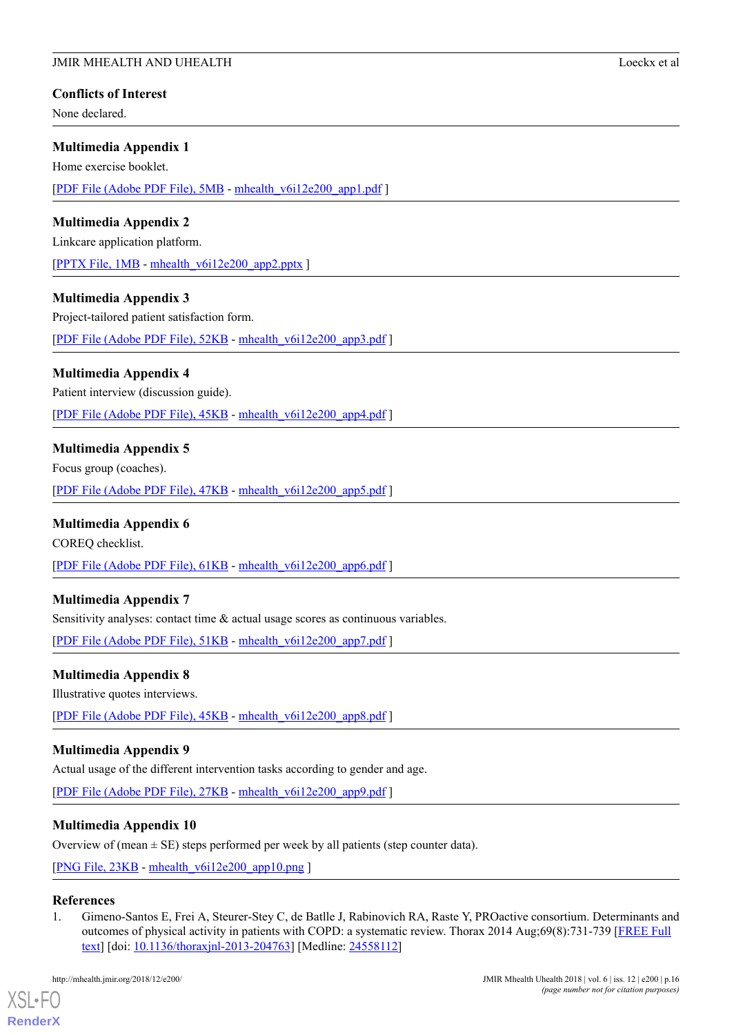## Conflicts of Interest

None declared.

## Multimedia Appendix 1

Home exercise booklet.

[PDF File (Adobe PDF File), 5MB - mhealth_v6i12e200_app1.pdf ]

## Multimedia Appendix 2

Linkcare application platform.

[PPTX File, 1MB - mhealth_v6i12e200_app2.pptx ]

## Multimedia Appendix 3

Project-tailored patient satisfaction form.

[PDF File (Adobe PDF File), 52KB - mhealth_v6i12e200_app3.pdf ]

## Multimedia Appendix 4

Patient interview (discussion guide).

[PDF File (Adobe PDF File), 45KB - mhealth_v6i12e200_app4.pdf ]

## Multimedia Appendix 5

Focus group (coaches).

[PDF File (Adobe PDF File), 47KB - mhealth_v6i12e200_app5.pdf ]

## Multimedia Appendix 6

COREQ checklist.

[PDF File (Adobe PDF File), 61KB - mhealth_v6i12e200_app6.pdf ]

## Multimedia Appendix 7

Sensitivity analyses: contact time & actual usage scores as continuous variables.

[PDF File (Adobe PDF File), 51KB - mhealth_v6i12e200_app7.pdf ]

## Multimedia Appendix 8

Illustrative quotes interviews.

[PDF File (Adobe PDF File), 45KB - mhealth_v6i12e200_app8.pdf ]

## Multimedia Appendix 9

Actual usage of the different intervention tasks according to gender and age.

[PDF File (Adobe PDF File), 27KB - mhealth_v6i12e200_app9.pdf ]

## Multimedia Appendix 10

Overview of (mean ± SE) steps performed per week by all patients (step counter data).

[PNG File, 23KB - mhealth_v6i12e200_app10.png ]

## References

1. Gimeno-Santos E, Frei A, Steurer-Stey C, de Batlle J, Rabinovich RA, Raste Y, PROactive consortium. Determinants and outcomes of physical activity in patients with COPD: a systematic review. Thorax 2014 Aug;69(8):731-739 [FREE Full text] [doi: 10.1136/thoraxjnl-2013-204763] [Medline: 24558112]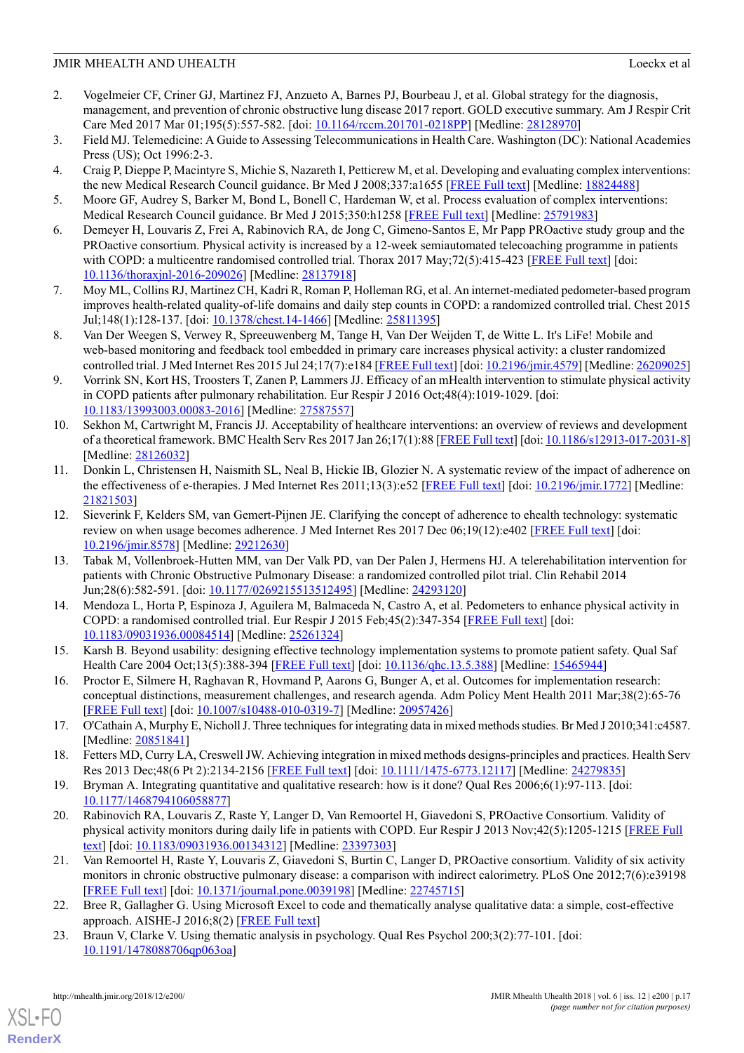2. Vogelmeier CF, Criner GJ, Martinez FJ, Anzueto A, Barnes PJ, Bourbeau J, et al. Global strategy for the diagnosis, management, and prevention of chronic obstructive lung disease 2017 report. GOLD executive summary. Am J Respir Crit Care Med 2017 Mar 01;195(5):557-582. [doi: 10.1164/rccm.201701-0218PP] [Medline: 28128970]
3. Field MJ. Telemedicine: A Guide to Assessing Telecommunications in Health Care. Washington (DC): National Academies Press (US); Oct 1996:2-3.
4. Craig P, Dieppe P, Macintyre S, Michie S, Nazareth I, Petticrew M, et al. Developing and evaluating complex interventions: the new Medical Research Council guidance. Br Med J 2008;337:a1655 [FREE Full text] [Medline: 18824488]
5. Moore GF, Audrey S, Barker M, Bond L, Bonell C, Hardeman W, et al. Process evaluation of complex interventions: Medical Research Council guidance. Br Med J 2015;350:h1258 [FREE Full text] [Medline: 25791983]
6. Demeyer H, Louvaris Z, Frei A, Rabinovich RA, de Jong C, Gimeno-Santos E, Mr Papp PROactive study group and the PROactive consortium. Physical activity is increased by a 12-week semiautomated telecoaching programme in patients with COPD: a multicentre randomised controlled trial. Thorax 2017 May;72(5):415-423 [FREE Full text] [doi: 10.1136/thoraxjnl-2016-209026] [Medline: 28137918]
7. Moy ML, Collins RJ, Martinez CH, Kadri R, Roman P, Holleman RG, et al. An internet-mediated pedometer-based program improves health-related quality-of-life domains and daily step counts in COPD: a randomized controlled trial. Chest 2015 Jul;148(1):128-137. [doi: 10.1378/chest.14-1466] [Medline: 25811395]
8. Van Der Weegen S, Verwey R, Spreeuwenberg M, Tange H, Van Der Weijden T, de Witte L. It's LiFe! Mobile and web-based monitoring and feedback tool embedded in primary care increases physical activity: a cluster randomized controlled trial. J Med Internet Res 2015 Jul 24;17(7):e184 [FREE Full text] [doi: 10.2196/jmir.4579] [Medline: 26209025]
9. Vorrink SN, Kort HS, Troosters T, Zanen P, Lammers JJ. Efficacy of an mHealth intervention to stimulate physical activity in COPD patients after pulmonary rehabilitation. Eur Respir J 2016 Oct;48(4):1019-1029. [doi: 10.1183/13993003.00083-2016] [Medline: 27587557]
10. Sekhon M, Cartwright M, Francis JJ. Acceptability of healthcare interventions: an overview of reviews and development of a theoretical framework. BMC Health Serv Res 2017 Jan 26;17(1):88 [FREE Full text] [doi: 10.1186/s12913-017-2031-8] [Medline: 28126032]
11. Donkin L, Christensen H, Naismith SL, Neal B, Hickie IB, Glozier N. A systematic review of the impact of adherence on the effectiveness of e-therapies. J Med Internet Res 2011;13(3):e52 [FREE Full text] [doi: 10.2196/jmir.1772] [Medline: 21821503]
12. Sieverink F, Kelders SM, van Gemert-Pijnen JE. Clarifying the concept of adherence to ehealth technology: systematic review on when usage becomes adherence. J Med Internet Res 2017 Dec 06;19(12):e402 [FREE Full text] [doi: 10.2196/jmir.8578] [Medline: 29212630]
13. Tabak M, Vollenbroek-Hutten MM, van Der Valk PD, van Der Palen J, Hermens HJ. A telerehabilitation intervention for patients with Chronic Obstructive Pulmonary Disease: a randomized controlled pilot trial. Clin Rehabil 2014 Jun;28(6):582-591. [doi: 10.1177/0269215513512495] [Medline: 24293120]
14. Mendoza L, Horta P, Espinoza J, Aguilera M, Balmaceda N, Castro A, et al. Pedometers to enhance physical activity in COPD: a randomised controlled trial. Eur Respir J 2015 Feb;45(2):347-354 [FREE Full text] [doi: 10.1183/09031936.00084514] [Medline: 25261324]
15. Karsh B. Beyond usability: designing effective technology implementation systems to promote patient safety. Qual Saf Health Care 2004 Oct;13(5):388-394 [FREE Full text] [doi: 10.1136/qhc.13.5.388] [Medline: 15465944]
16. Proctor E, Silmere H, Raghavan R, Hovmand P, Aarons G, Bunger A, et al. Outcomes for implementation research: conceptual distinctions, measurement challenges, and research agenda. Adm Policy Ment Health 2011 Mar;38(2):65-76 [FREE Full text] [doi: 10.1007/s10488-010-0319-7] [Medline: 20957426]
17. O'Cathain A, Murphy E, Nicholl J. Three techniques for integrating data in mixed methods studies. Br Med J 2010;341:c4587. [Medline: 20851841]
18. Fetters MD, Curry LA, Creswell JW. Achieving integration in mixed methods designs-principles and practices. Health Serv Res 2013 Dec;48(6 Pt 2):2134-2156 [FREE Full text] [doi: 10.1111/1475-6773.12117] [Medline: 24279835]
19. Bryman A. Integrating quantitative and qualitative research: how is it done? Qual Res 2006;6(1):97-113. [doi: 10.1177/1468794106058877]
20. Rabinovich RA, Louvaris Z, Raste Y, Langer D, Van Remoortel H, Giavedoni S, PROactive Consortium. Validity of physical activity monitors during daily life in patients with COPD. Eur Respir J 2013 Nov;42(5):1205-1215 [FREE Full text] [doi: 10.1183/09031936.00134312] [Medline: 23397303]
21. Van Remoortel H, Raste Y, Louvaris Z, Giavedoni S, Burtin C, Langer D, PROactive consortium. Validity of six activity monitors in chronic obstructive pulmonary disease: a comparison with indirect calorimetry. PLoS One 2012;7(6):e39198 [FREE Full text] [doi: 10.1371/journal.pone.0039198] [Medline: 22745715]
22. Bree R, Gallagher G. Using Microsoft Excel to code and thematically analyse qualitative data: a simple, cost-effective approach. AISHE-J 2016;8(2) [FREE Full text]
23. Braun V, Clarke V. Using thematic analysis in psychology. Qual Res Psychol 200;3(2):77-101. [doi: 10.1191/1478088706qp063oa]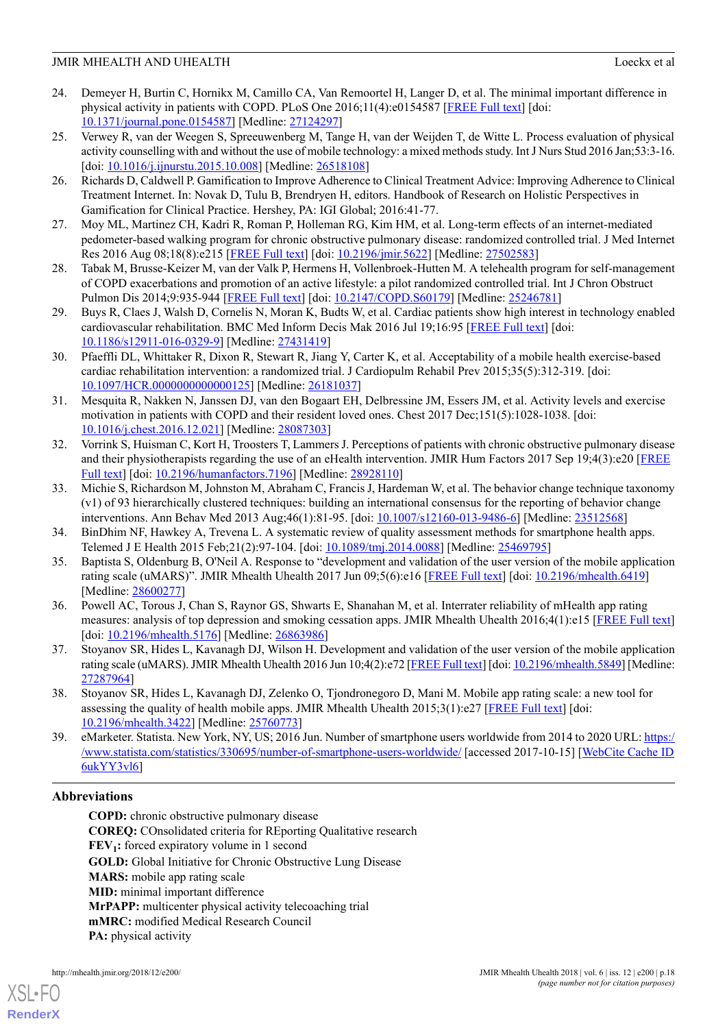24. Demeyer H, Burtin C, Hornikx M, Camillo CA, Van Remoortel H, Langer D, et al. The minimal important difference in physical activity in patients with COPD. PLoS One 2016;11(4):e0154587 [FREE Full text] [doi: 10.1371/journal.pone.0154587] [Medline: 27124297]
25. Verwey R, van der Weegen S, Spreeuwenberg M, Tange H, van der Weijden T, de Witte L. Process evaluation of physical activity counselling with and without the use of mobile technology: a mixed methods study. Int J Nurs Stud 2016 Jan;53:3-16. [doi: 10.1016/j.ijnurstu.2015.10.008] [Medline: 26518108]
26. Richards D, Caldwell P. Gamification to Improve Adherence to Clinical Treatment Advice: Improving Adherence to Clinical Treatment Internet. In: Novak D, Tulu B, Brendryen H, editors. Handbook of Research on Holistic Perspectives in Gamification for Clinical Practice. Hershey, PA: IGI Global; 2016:41-77.
27. Moy ML, Martinez CH, Kadri R, Roman P, Holleman RG, Kim HM, et al. Long-term effects of an internet-mediated pedometer-based walking program for chronic obstructive pulmonary disease: randomized controlled trial. J Med Internet Res 2016 Aug 08;18(8):e215 [FREE Full text] [doi: 10.2196/jmir.5622] [Medline: 27502583]
28. Tabak M, Brusse-Keizer M, van der Valk P, Hermens H, Vollenbroek-Hutten M. A telehealth program for self-management of COPD exacerbations and promotion of an active lifestyle: a pilot randomized controlled trial. Int J Chron Obstruct Pulmon Dis 2014;9:935-944 [FREE Full text] [doi: 10.2147/COPD.S60179] [Medline: 25246781]
29. Buys R, Claes J, Walsh D, Cornelis N, Moran K, Budts W, et al. Cardiac patients show high interest in technology enabled cardiovascular rehabilitation. BMC Med Inform Decis Mak 2016 Jul 19;16:95 [FREE Full text] [doi: 10.1186/s12911-016-0329-9] [Medline: 27431419]
30. Pfaeffli DL, Whittaker R, Dixon R, Stewart R, Jiang Y, Carter K, et al. Acceptability of a mobile health exercise-based cardiac rehabilitation intervention: a randomized trial. J Cardiopulm Rehabil Prev 2015;35(5):312-319. [doi: 10.1097/HCR.0000000000000125] [Medline: 26181037]
31. Mesquita R, Nakken N, Janssen DJ, van den Bogaart EH, Delbressine JM, Essers JM, et al. Activity levels and exercise motivation in patients with COPD and their resident loved ones. Chest 2017 Dec;151(5):1028-1038. [doi: 10.1016/j.chest.2016.12.021] [Medline: 28087303]
32. Vorrink S, Huisman C, Kort H, Troosters T, Lammers J. Perceptions of patients with chronic obstructive pulmonary disease and their physiotherapists regarding the use of an eHealth intervention. JMIR Hum Factors 2017 Sep 19;4(3):e20 [FREE Full text] [doi: 10.2196/humanfactors.7196] [Medline: 28928110]
33. Michie S, Richardson M, Johnston M, Abraham C, Francis J, Hardeman W, et al. The behavior change technique taxonomy (v1) of 93 hierarchically clustered techniques: building an international consensus for the reporting of behavior change interventions. Ann Behav Med 2013 Aug;46(1):81-95. [doi: 10.1007/s12160-013-9486-6] [Medline: 23512568]
34. BinDhim NF, Hawkey A, Trevena L. A systematic review of quality assessment methods for smartphone health apps. Telemed J E Health 2015 Feb;21(2):97-104. [doi: 10.1089/tmj.2014.0088] [Medline: 25469795]
35. Baptista S, Oldenburg B, O'Neil A. Response to "development and validation of the user version of the mobile application rating scale (uMARS)". JMIR Mhealth Uhealth 2017 Jun 09;5(6):e16 [FREE Full text] [doi: 10.2196/mhealth.6419] [Medline: 28600277]
36. Powell AC, Torous J, Chan S, Raynor GS, Shwarts E, Shanahan M, et al. Interrater reliability of mHealth app rating measures: analysis of top depression and smoking cessation apps. JMIR Mhealth Uhealth 2016;4(1):e15 [FREE Full text] [doi: 10.2196/mhealth.5176] [Medline: 26863986]
37. Stoyanov SR, Hides L, Kavanagh DJ, Wilson H. Development and validation of the user version of the mobile application rating scale (uMARS). JMIR Mhealth Uhealth 2016 Jun 10;4(2):e72 [FREE Full text] [doi: 10.2196/mhealth.5849] [Medline: 27287964]
38. Stoyanov SR, Hides L, Kavanagh DJ, Zelenko O, Tjondronegoro D, Mani M. Mobile app rating scale: a new tool for assessing the quality of health mobile apps. JMIR Mhealth Uhealth 2015;3(1):e27 [FREE Full text] [doi: 10.2196/mhealth.3422] [Medline: 25760773]
39. eMarketer. Statista. New York, NY, US; 2016 Jun. Number of smartphone users worldwide from 2014 to 2020 URL: https://www.statista.com/statistics/330695/number-of-smartphone-users-worldwide/ [accessed 2017-10-15] [WebCite Cache ID 6ukYY3vl6]

## Abbreviations

**COPD:** chronic obstructive pulmonary disease
**COREQ:** COnsolidated criteria for REporting Qualitative research
**$FEV_1$:** forced expiratory volume in 1 second
**GOLD:** Global Initiative for Chronic Obstructive Lung Disease
**MARS:** mobile app rating scale
**MID:** minimal important difference
**MrPAPP:** multicenter physical activity telecoaching trial
**mMRC:** modified Medical Research Council
**PA:** physical activity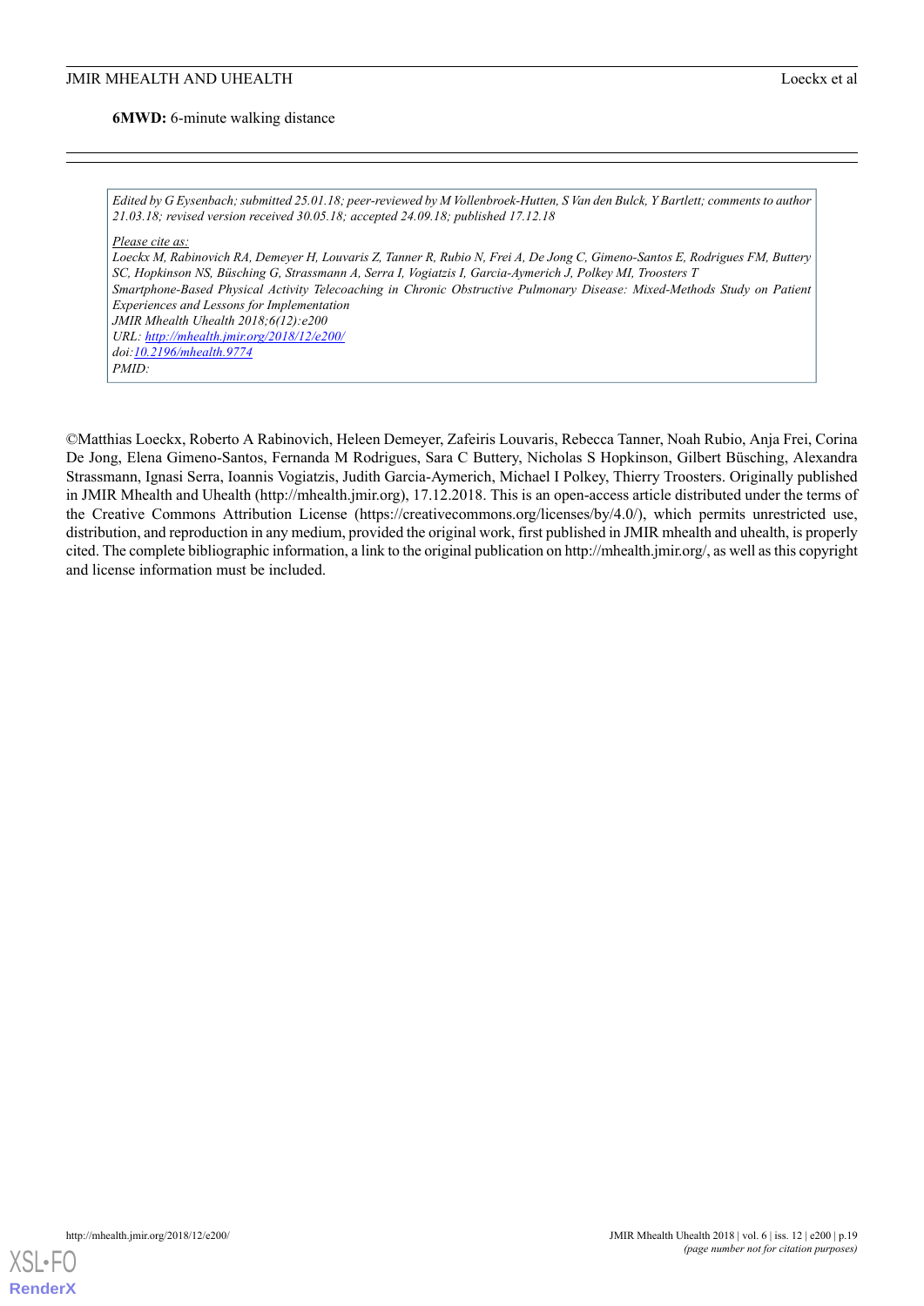**6MWD:** 6-minute walking distance

---

*Edited by G Eysenbach; submitted 25.01.18; peer-reviewed by M Vollenbroek-Hutten, S Van den Bulck, Y Bartlett; comments to author 21.03.18; revised version received 30.05.18; accepted 24.09.18; published 17.12.18*

*Please cite as:*
*Loeckx M, Rabinovich RA, Demeyer H, Louvaris Z, Tanner R, Rubio N, Frei A, De Jong C, Gimeno-Santos E, Rodrigues FM, Buttery SC, Hopkinson NS, Büsching G, Strassmann A, Serra I, Vogiatzis I, Garcia-Aymerich J, Polkey MI, Troosters T*
*Smartphone-Based Physical Activity Telecoaching in Chronic Obstructive Pulmonary Disease: Mixed-Methods Study on Patient Experiences and Lessons for Implementation*
*JMIR Mhealth Uhealth 2018;6(12):e200*
*URL: [http://mhealth.jmir.org/2018/12/e200/](http://mhealth.jmir.org/2018/12/e200/)*
*doi:[10.2196/mhealth.9774](https://doi.org/10.2196/mhealth.9774)*
*PMID:*

©Matthias Loeckx, Roberto A Rabinovich, Heleen Demeyer, Zafeiris Louvaris, Rebecca Tanner, Noah Rubio, Anja Frei, Corina De Jong, Elena Gimeno-Santos, Fernanda M Rodrigues, Sara C Buttery, Nicholas S Hopkinson, Gilbert Büsching, Alexandra Strassmann, Ignasi Serra, Ioannis Vogiatzis, Judith Garcia-Aymerich, Michael I Polkey, Thierry Troosters. Originally published in JMIR Mhealth and Uhealth (http://mhealth.jmir.org), 17.12.2018. This is an open-access article distributed under the terms of the Creative Commons Attribution License (https://creativecommons.org/licenses/by/4.0/), which permits unrestricted use, distribution, and reproduction in any medium, provided the original work, first published in JMIR mhealth and uhealth, is properly cited. The complete bibliographic information, a link to the original publication on http://mhealth.jmir.org/, as well as this copyright and license information must be included.